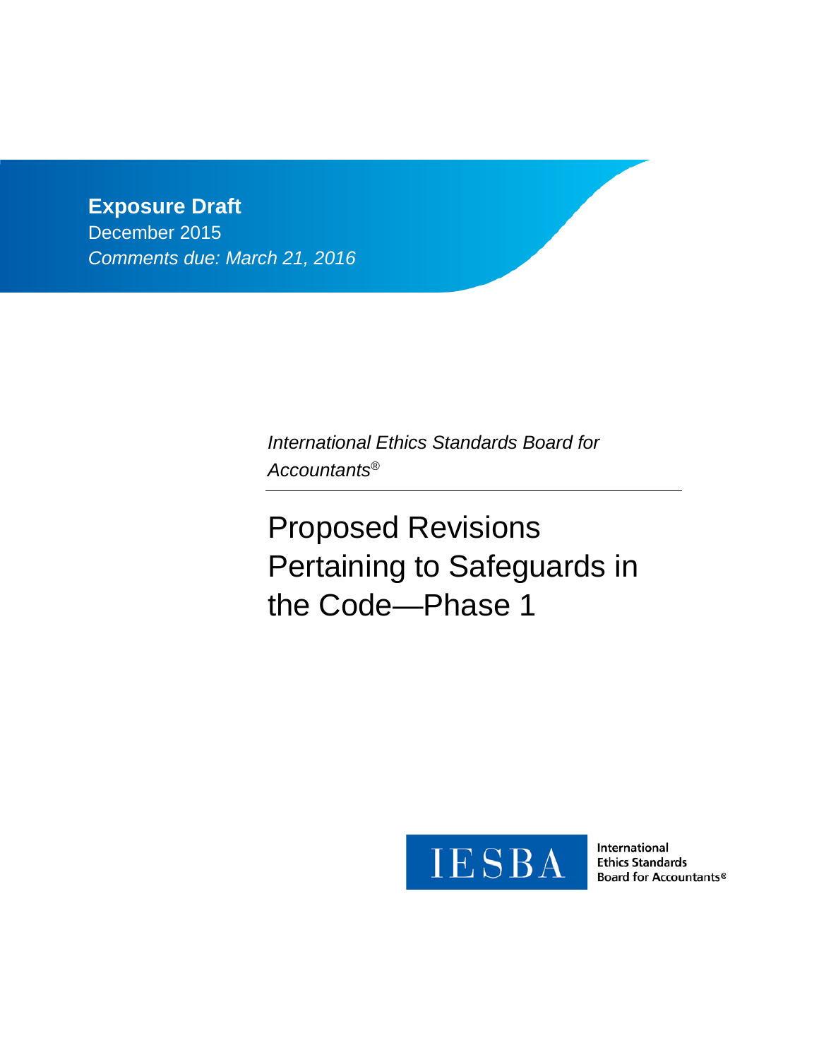**Exposure Draft**
December 2015
*Comments due: March 21, 2016*

*International Ethics Standards Board for Accountants®*

# Proposed Revisions Pertaining to Safeguards in the Code—Phase 1

IESBA

International Ethics Standards Board for Accountants®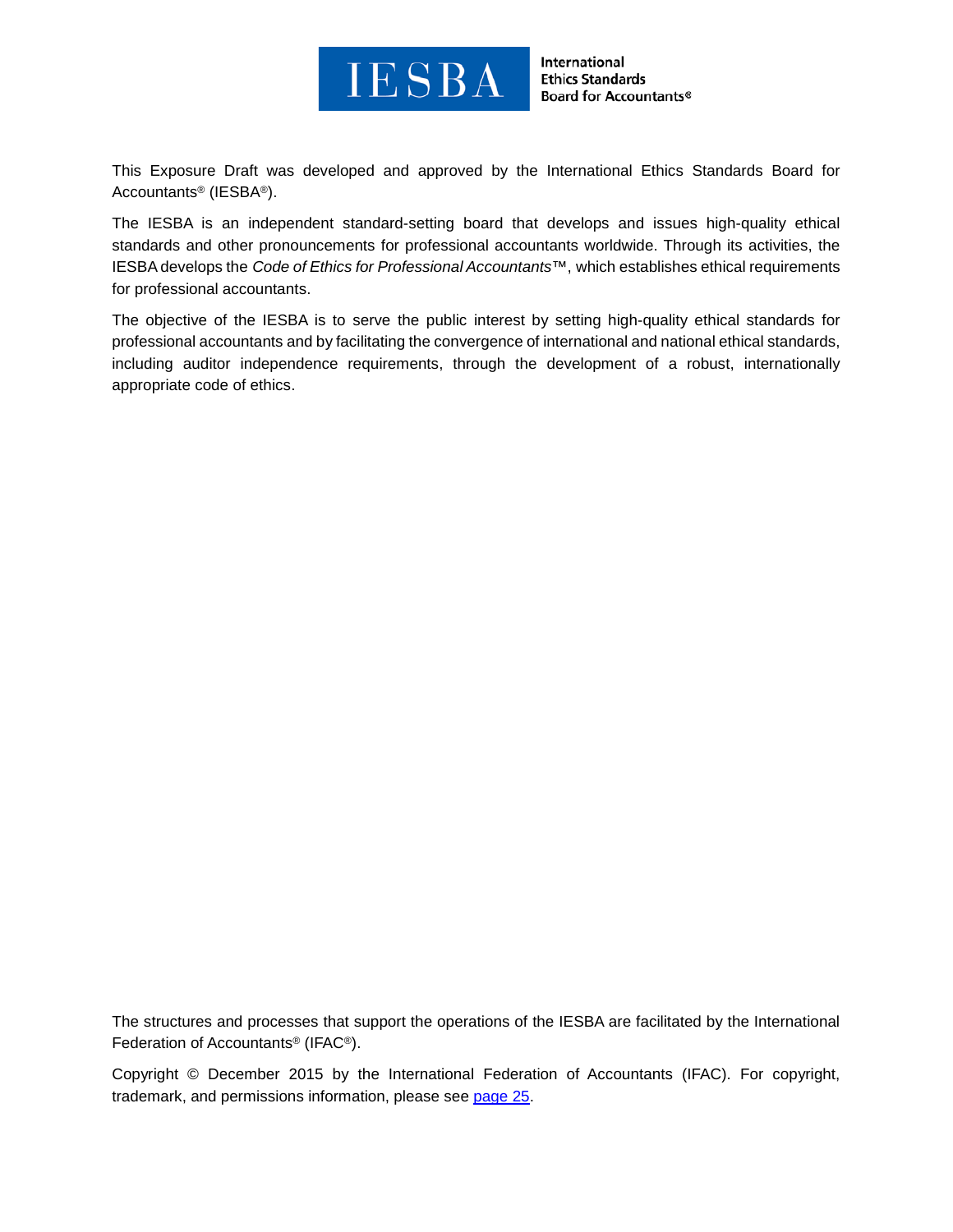This Exposure Draft was developed and approved by the International Ethics Standards Board for Accountants® (IESBA®).

The IESBA is an independent standard-setting board that develops and issues high-quality ethical standards and other pronouncements for professional accountants worldwide. Through its activities, the IESBA develops the *Code of Ethics for Professional Accountants*™, which establishes ethical requirements for professional accountants.

The objective of the IESBA is to serve the public interest by setting high-quality ethical standards for professional accountants and by facilitating the convergence of international and national ethical standards, including auditor independence requirements, through the development of a robust, internationally appropriate code of ethics.

The structures and processes that support the operations of the IESBA are facilitated by the International Federation of Accountants® (IFAC®).

Copyright © December 2015 by the International Federation of Accountants (IFAC). For copyright, trademark, and permissions information, please see [page 25](#).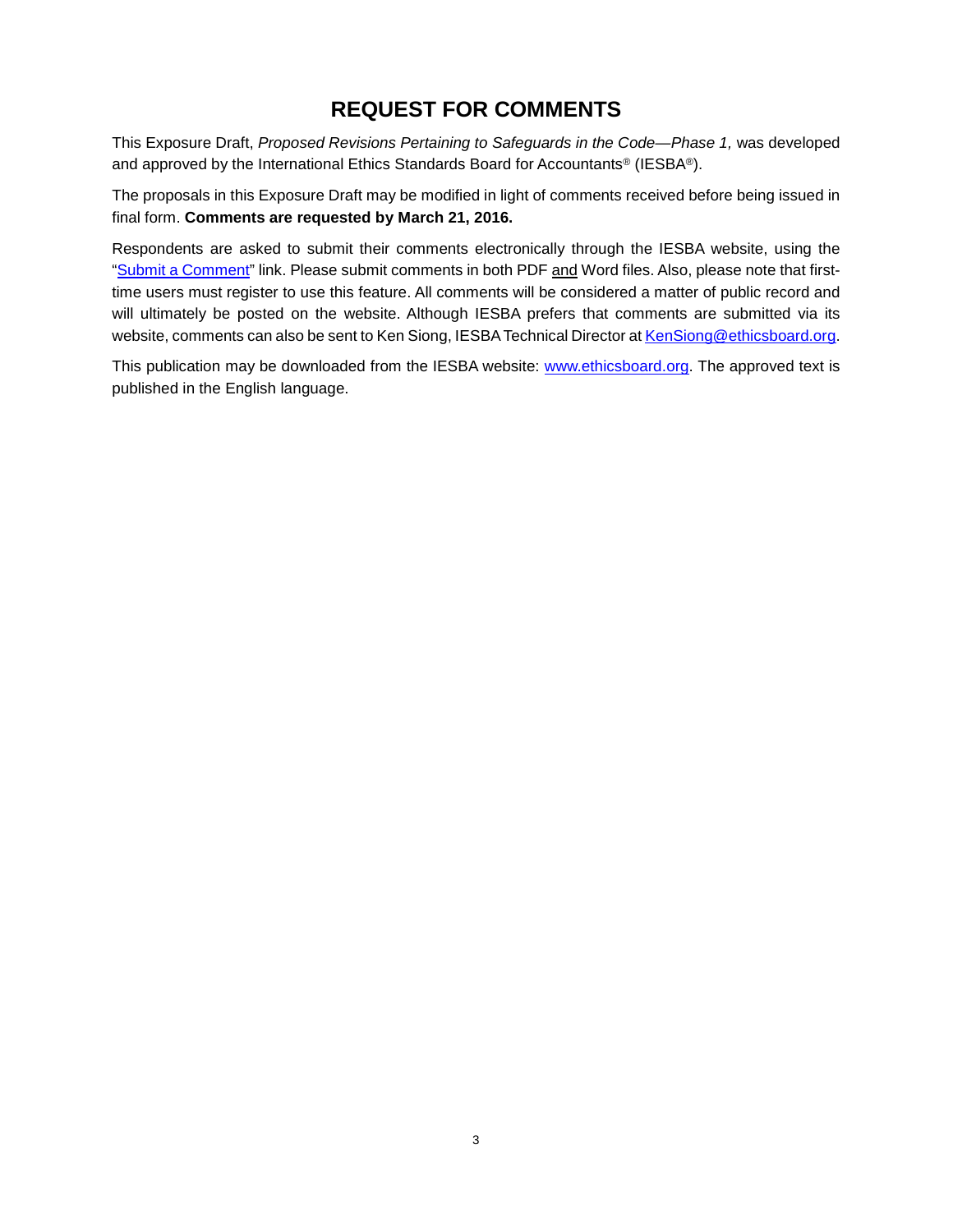# REQUEST FOR COMMENTS

This Exposure Draft, *Proposed Revisions Pertaining to Safeguards in the Code—Phase 1,* was developed and approved by the International Ethics Standards Board for Accountants® (IESBA®).

The proposals in this Exposure Draft may be modified in light of comments received before being issued in final form. **Comments are requested by March 21, 2016.**

Respondents are asked to submit their comments electronically through the IESBA website, using the "Submit a Comment" link. Please submit comments in both PDF and Word files. Also, please note that first-time users must register to use this feature. All comments will be considered a matter of public record and will ultimately be posted on the website. Although IESBA prefers that comments are submitted via its website, comments can also be sent to Ken Siong, IESBA Technical Director at KenSiong@ethicsboard.org.

This publication may be downloaded from the IESBA website: www.ethicsboard.org. The approved text is published in the English language.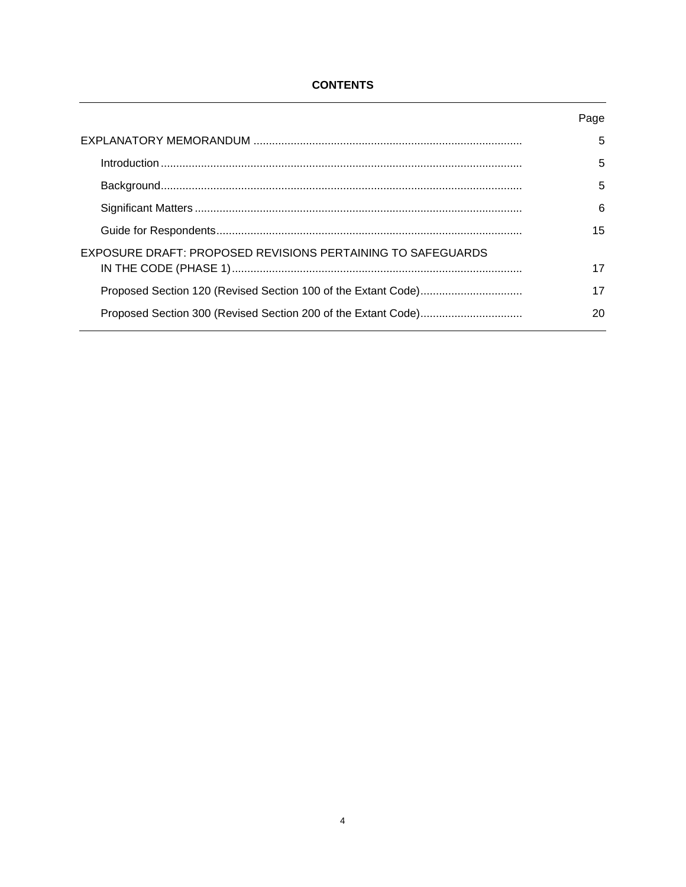**CONTENTS**

| | Page |
|---|---|
| EXPLANATORY MEMORANDUM | 5 |
| Introduction | 5 |
| Background | 5 |
| Significant Matters | 6 |
| Guide for Respondents | 15 |
| EXPOSURE DRAFT: PROPOSED REVISIONS PERTAINING TO SAFEGUARDS IN THE CODE (PHASE 1) | 17 |
| Proposed Section 120 (Revised Section 100 of the Extant Code) | 17 |
| Proposed Section 300 (Revised Section 200 of the Extant Code) | 20 |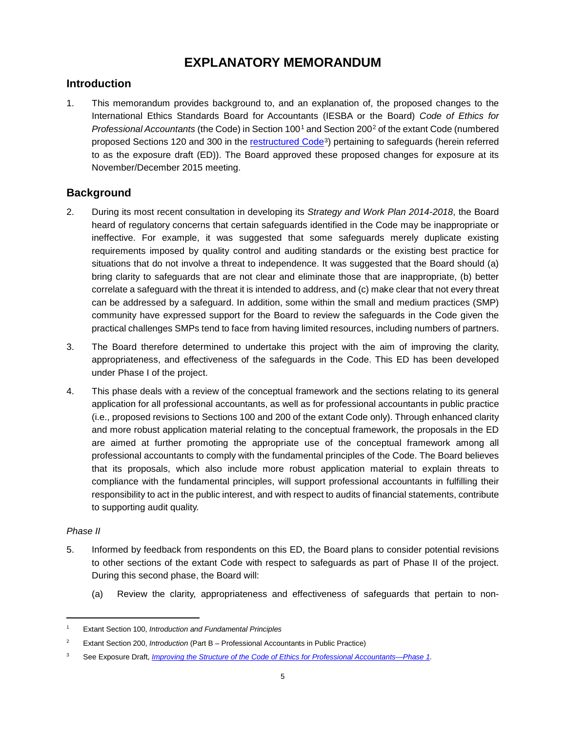# EXPLANATORY MEMORANDUM

## Introduction

1. This memorandum provides background to, and an explanation of, the proposed changes to the International Ethics Standards Board for Accountants (IESBA or the Board) *Code of Ethics for Professional Accountants* (the Code) in Section 100[1] and Section 200[2] of the extant Code (numbered proposed Sections 120 and 300 in the restructured Code[3]) pertaining to safeguards (herein referred to as the exposure draft (ED)). The Board approved these proposed changes for exposure at its November/December 2015 meeting.

## Background

2. During its most recent consultation in developing its *Strategy and Work Plan 2014-2018*, the Board heard of regulatory concerns that certain safeguards identified in the Code may be inappropriate or ineffective. For example, it was suggested that some safeguards merely duplicate existing requirements imposed by quality control and auditing standards or the existing best practice for situations that do not involve a threat to independence. It was suggested that the Board should (a) bring clarity to safeguards that are not clear and eliminate those that are inappropriate, (b) better correlate a safeguard with the threat it is intended to address, and (c) make clear that not every threat can be addressed by a safeguard. In addition, some within the small and medium practices (SMP) community have expressed support for the Board to review the safeguards in the Code given the practical challenges SMPs tend to face from having limited resources, including numbers of partners.

3. The Board therefore determined to undertake this project with the aim of improving the clarity, appropriateness, and effectiveness of the safeguards in the Code. This ED has been developed under Phase I of the project.

4. This phase deals with a review of the conceptual framework and the sections relating to its general application for all professional accountants, as well as for professional accountants in public practice (i.e., proposed revisions to Sections 100 and 200 of the extant Code only). Through enhanced clarity and more robust application material relating to the conceptual framework, the proposals in the ED are aimed at further promoting the appropriate use of the conceptual framework among all professional accountants to comply with the fundamental principles of the Code. The Board believes that its proposals, which also include more robust application material to explain threats to compliance with the fundamental principles, will support professional accountants in fulfilling their responsibility to act in the public interest, and with respect to audits of financial statements, contribute to supporting audit quality.

*Phase II*

5. Informed by feedback from respondents on this ED, the Board plans to consider potential revisions to other sections of the extant Code with respect to safeguards as part of Phase II of the project. During this second phase, the Board will:

   (a) Review the clarity, appropriateness and effectiveness of safeguards that pertain to non-

---

[1] Extant Section 100, *Introduction and Fundamental Principles*

[2] Extant Section 200, *Introduction* (Part B – Professional Accountants in Public Practice)

[3] See Exposure Draft, *Improving the Structure of the Code of Ethics for Professional Accountants—Phase 1*.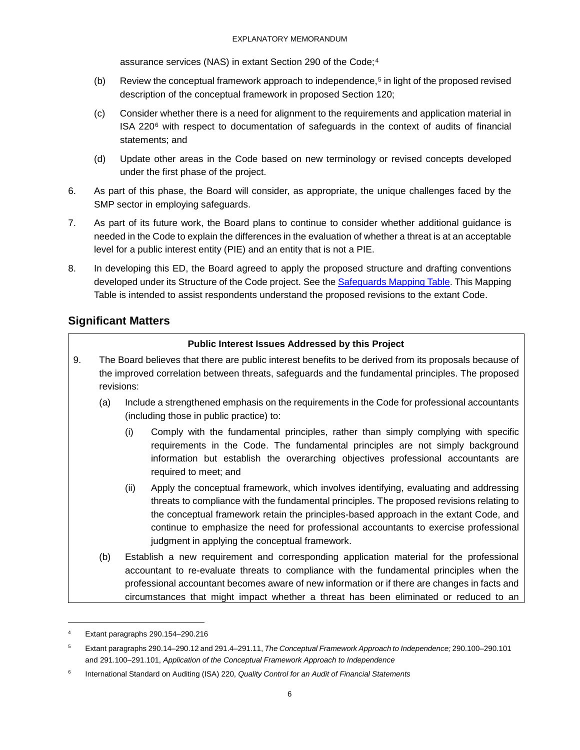assurance services (NAS) in extant Section 290 of the Code;[4]

(b) Review the conceptual framework approach to independence,[5] in light of the proposed revised description of the conceptual framework in proposed Section 120;

(c) Consider whether there is a need for alignment to the requirements and application material in ISA 220[6] with respect to documentation of safeguards in the context of audits of financial statements; and

(d) Update other areas in the Code based on new terminology or revised concepts developed under the first phase of the project.

6. As part of this phase, the Board will consider, as appropriate, the unique challenges faced by the SMP sector in employing safeguards.

7. As part of its future work, the Board plans to continue to consider whether additional guidance is needed in the Code to explain the differences in the evaluation of whether a threat is at an acceptable level for a public interest entity (PIE) and an entity that is not a PIE.

8. In developing this ED, the Board agreed to apply the proposed structure and drafting conventions developed under its Structure of the Code project. See the Safeguards Mapping Table. This Mapping Table is intended to assist respondents understand the proposed revisions to the extant Code.

## Significant Matters

**Public Interest Issues Addressed by this Project**

9. The Board believes that there are public interest benefits to be derived from its proposals because of the improved correlation between threats, safeguards and the fundamental principles. The proposed revisions:

   (a) Include a strengthened emphasis on the requirements in the Code for professional accountants (including those in public practice) to:

      (i) Comply with the fundamental principles, rather than simply complying with specific requirements in the Code. The fundamental principles are not simply background information but establish the overarching objectives professional accountants are required to meet; and

      (ii) Apply the conceptual framework, which involves identifying, evaluating and addressing threats to compliance with the fundamental principles. The proposed revisions relating to the conceptual framework retain the principles-based approach in the extant Code, and continue to emphasize the need for professional accountants to exercise professional judgment in applying the conceptual framework.

   (b) Establish a new requirement and corresponding application material for the professional accountant to re-evaluate threats to compliance with the fundamental principles when the professional accountant becomes aware of new information or if there are changes in facts and circumstances that might impact whether a threat has been eliminated or reduced to an

---

[4] Extant paragraphs 290.154–290.216

[5] Extant paragraphs 290.14–290.12 and 291.4–291.11, *The Conceptual Framework Approach to Independence;* 290.100–290.101 and 291.100–291.101, *Application of the Conceptual Framework Approach to Independence*

[6] International Standard on Auditing (ISA) 220, *Quality Control for an Audit of Financial Statements*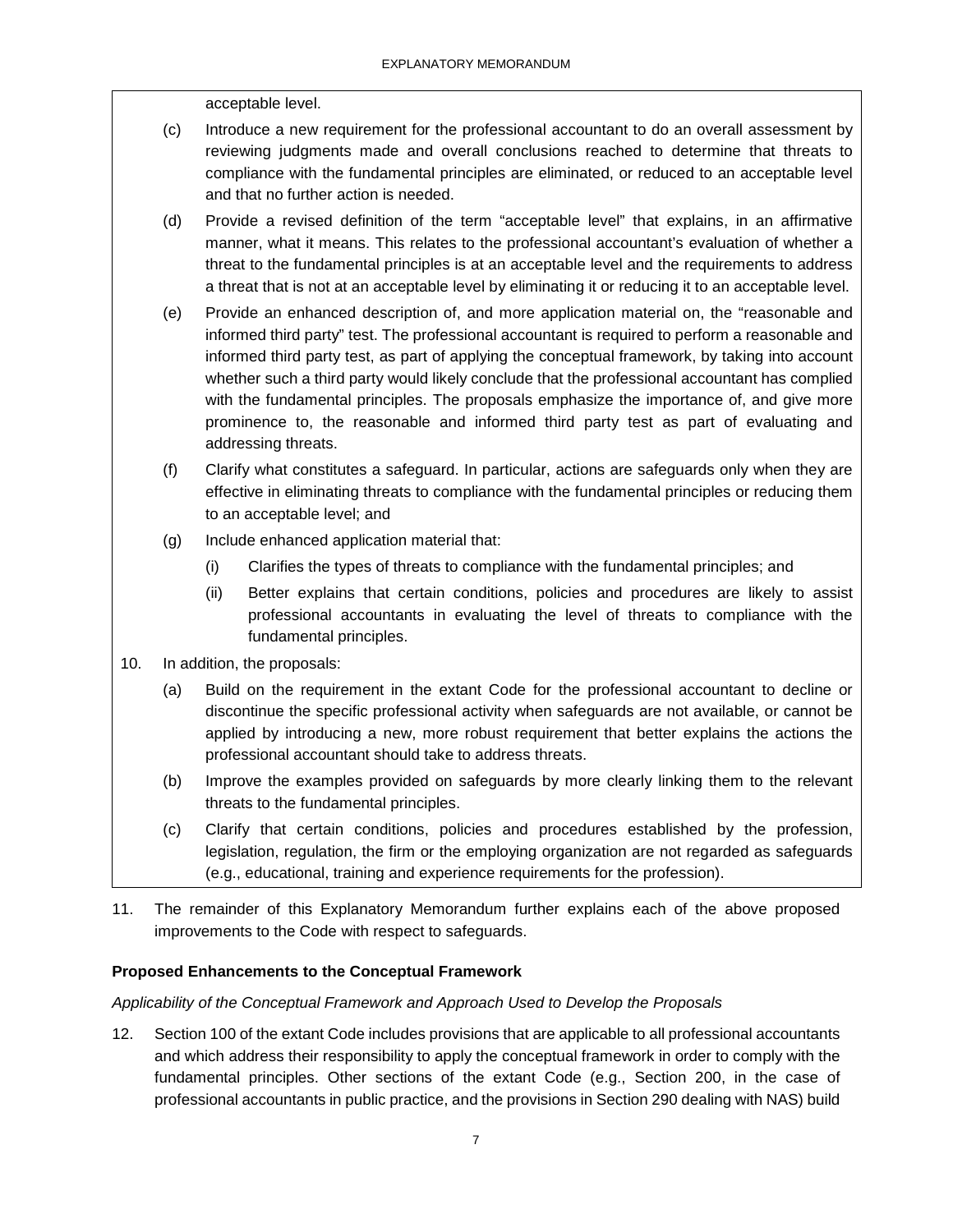acceptable level.

(c) Introduce a new requirement for the professional accountant to do an overall assessment by reviewing judgments made and overall conclusions reached to determine that threats to compliance with the fundamental principles are eliminated, or reduced to an acceptable level and that no further action is needed.

(d) Provide a revised definition of the term "acceptable level" that explains, in an affirmative manner, what it means. This relates to the professional accountant's evaluation of whether a threat to the fundamental principles is at an acceptable level and the requirements to address a threat that is not at an acceptable level by eliminating it or reducing it to an acceptable level.

(e) Provide an enhanced description of, and more application material on, the "reasonable and informed third party" test. The professional accountant is required to perform a reasonable and informed third party test, as part of applying the conceptual framework, by taking into account whether such a third party would likely conclude that the professional accountant has complied with the fundamental principles. The proposals emphasize the importance of, and give more prominence to, the reasonable and informed third party test as part of evaluating and addressing threats.

(f) Clarify what constitutes a safeguard. In particular, actions are safeguards only when they are effective in eliminating threats to compliance with the fundamental principles or reducing them to an acceptable level; and

(g) Include enhanced application material that:

   (i) Clarifies the types of threats to compliance with the fundamental principles; and

   (ii) Better explains that certain conditions, policies and procedures are likely to assist professional accountants in evaluating the level of threats to compliance with the fundamental principles.

10. In addition, the proposals:

(a) Build on the requirement in the extant Code for the professional accountant to decline or discontinue the specific professional activity when safeguards are not available, or cannot be applied by introducing a new, more robust requirement that better explains the actions the professional accountant should take to address threats.

(b) Improve the examples provided on safeguards by more clearly linking them to the relevant threats to the fundamental principles.

(c) Clarify that certain conditions, policies and procedures established by the profession, legislation, regulation, the firm or the employing organization are not regarded as safeguards (e.g., educational, training and experience requirements for the profession).

11. The remainder of this Explanatory Memorandum further explains each of the above proposed improvements to the Code with respect to safeguards.

**Proposed Enhancements to the Conceptual Framework**

*Applicability of the Conceptual Framework and Approach Used to Develop the Proposals*

12. Section 100 of the extant Code includes provisions that are applicable to all professional accountants and which address their responsibility to apply the conceptual framework in order to comply with the fundamental principles. Other sections of the extant Code (e.g., Section 200, in the case of professional accountants in public practice, and the provisions in Section 290 dealing with NAS) build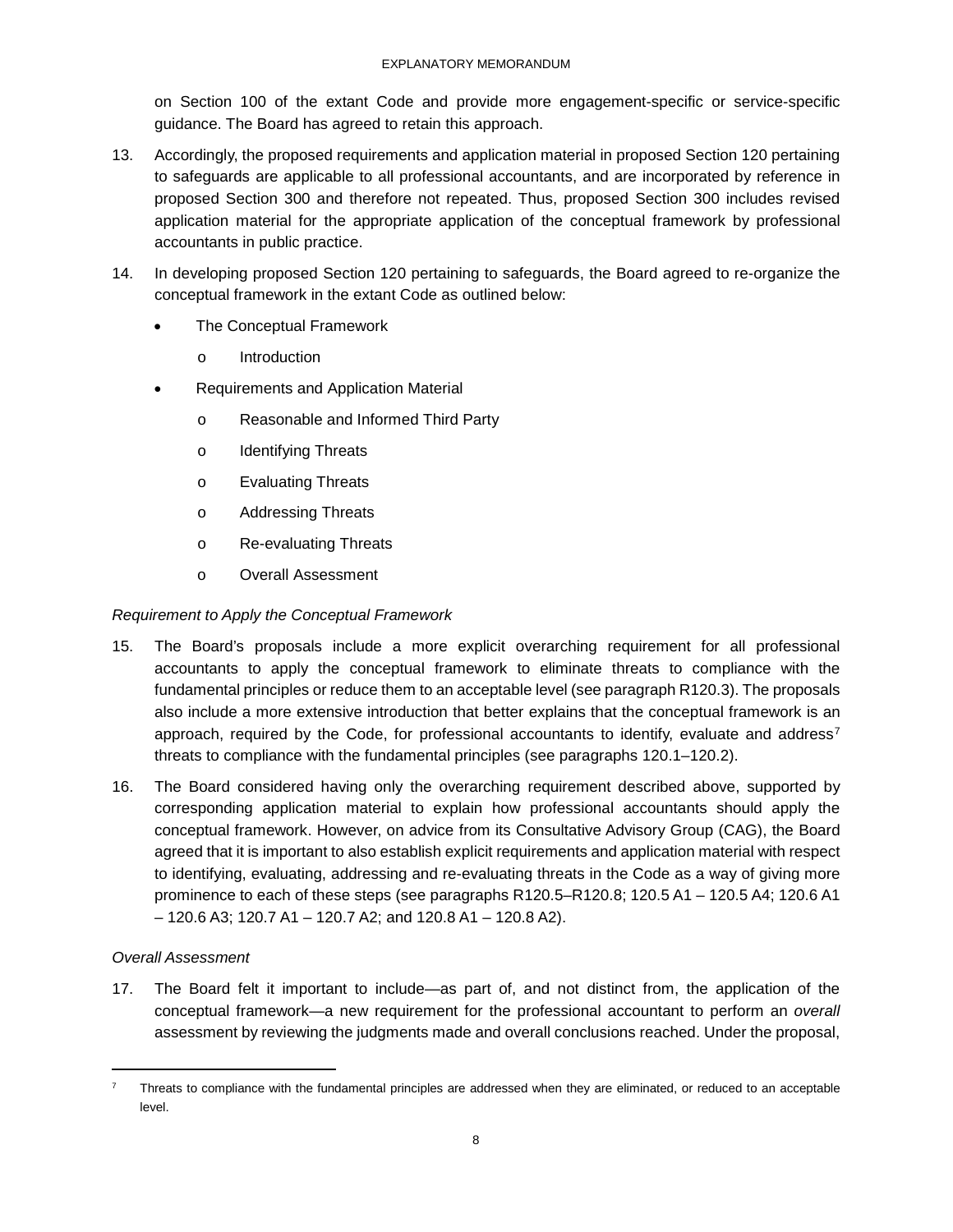on Section 100 of the extant Code and provide more engagement-specific or service-specific guidance. The Board has agreed to retain this approach.

13. Accordingly, the proposed requirements and application material in proposed Section 120 pertaining to safeguards are applicable to all professional accountants, and are incorporated by reference in proposed Section 300 and therefore not repeated. Thus, proposed Section 300 includes revised application material for the appropriate application of the conceptual framework by professional accountants in public practice.

14. In developing proposed Section 120 pertaining to safeguards, the Board agreed to re-organize the conceptual framework in the extant Code as outlined below:

   - The Conceptual Framework
     - Introduction
   - Requirements and Application Material
     - Reasonable and Informed Third Party
     - Identifying Threats
     - Evaluating Threats
     - Addressing Threats
     - Re-evaluating Threats
     - Overall Assessment

*Requirement to Apply the Conceptual Framework*

15. The Board's proposals include a more explicit overarching requirement for all professional accountants to apply the conceptual framework to eliminate threats to compliance with the fundamental principles or reduce them to an acceptable level (see paragraph R120.3). The proposals also include a more extensive introduction that better explains that the conceptual framework is an approach, required by the Code, for professional accountants to identify, evaluate and address[7] threats to compliance with the fundamental principles (see paragraphs 120.1–120.2).

16. The Board considered having only the overarching requirement described above, supported by corresponding application material to explain how professional accountants should apply the conceptual framework. However, on advice from its Consultative Advisory Group (CAG), the Board agreed that it is important to also establish explicit requirements and application material with respect to identifying, evaluating, addressing and re-evaluating threats in the Code as a way of giving more prominence to each of these steps (see paragraphs R120.5–R120.8; 120.5 A1 – 120.5 A4; 120.6 A1 – 120.6 A3; 120.7 A1 – 120.7 A2; and 120.8 A1 – 120.8 A2).

*Overall Assessment*

17. The Board felt it important to include—as part of, and not distinct from, the application of the conceptual framework—a new requirement for the professional accountant to perform an *overall* assessment by reviewing the judgments made and overall conclusions reached. Under the proposal,

---

[7] Threats to compliance with the fundamental principles are addressed when they are eliminated, or reduced to an acceptable level.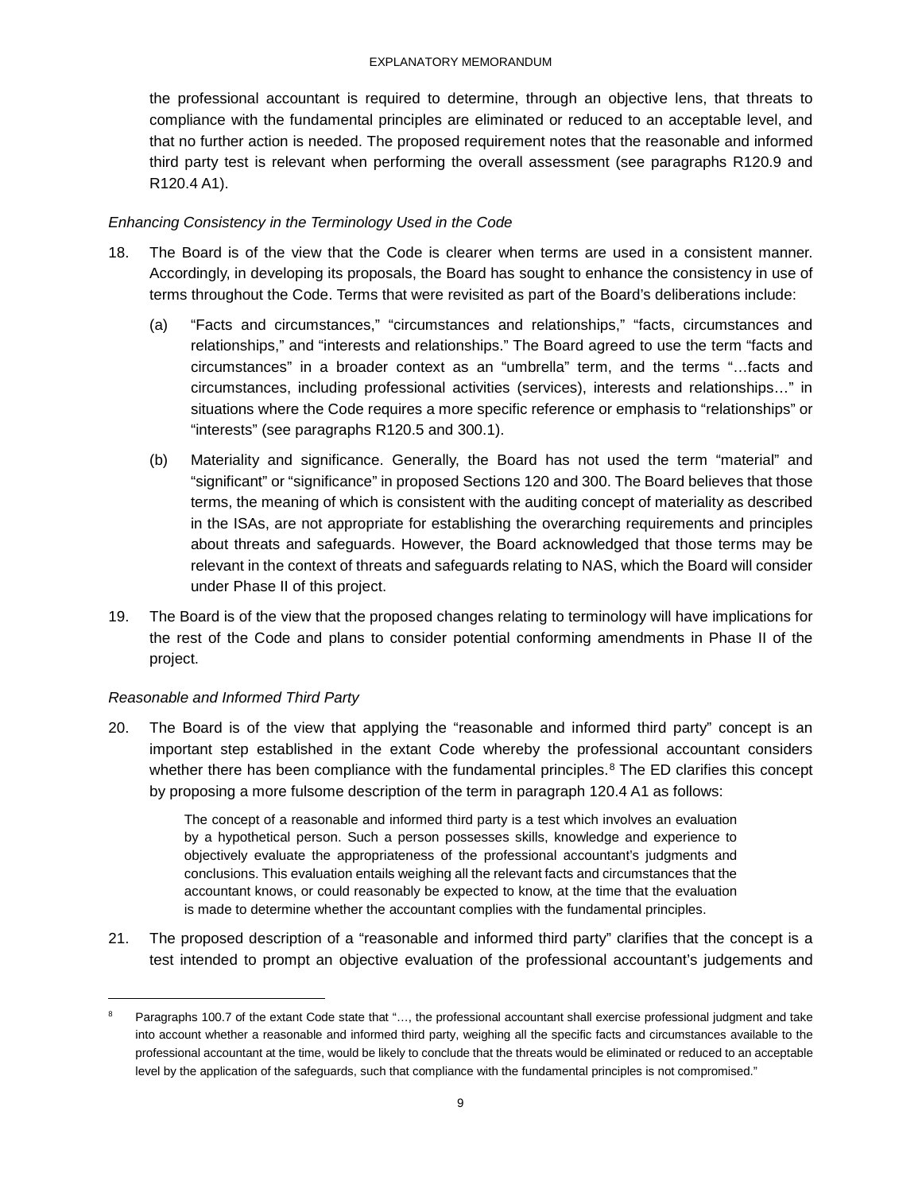the professional accountant is required to determine, through an objective lens, that threats to compliance with the fundamental principles are eliminated or reduced to an acceptable level, and that no further action is needed. The proposed requirement notes that the reasonable and informed third party test is relevant when performing the overall assessment (see paragraphs R120.9 and R120.4 A1).

*Enhancing Consistency in the Terminology Used in the Code*

18. The Board is of the view that the Code is clearer when terms are used in a consistent manner. Accordingly, in developing its proposals, the Board has sought to enhance the consistency in use of terms throughout the Code. Terms that were revisited as part of the Board's deliberations include:

    (a) "Facts and circumstances," "circumstances and relationships," "facts, circumstances and relationships," and "interests and relationships." The Board agreed to use the term "facts and circumstances" in a broader context as an "umbrella" term, and the terms "…facts and circumstances, including professional activities (services), interests and relationships…" in situations where the Code requires a more specific reference or emphasis to "relationships" or "interests" (see paragraphs R120.5 and 300.1).

    (b) Materiality and significance. Generally, the Board has not used the term "material" and "significant" or "significance" in proposed Sections 120 and 300. The Board believes that those terms, the meaning of which is consistent with the auditing concept of materiality as described in the ISAs, are not appropriate for establishing the overarching requirements and principles about threats and safeguards. However, the Board acknowledged that those terms may be relevant in the context of threats and safeguards relating to NAS, which the Board will consider under Phase II of this project.

19. The Board is of the view that the proposed changes relating to terminology will have implications for the rest of the Code and plans to consider potential conforming amendments in Phase II of the project.

*Reasonable and Informed Third Party*

20. The Board is of the view that applying the "reasonable and informed third party" concept is an important step established in the extant Code whereby the professional accountant considers whether there has been compliance with the fundamental principles.[8] The ED clarifies this concept by proposing a more fulsome description of the term in paragraph 120.4 A1 as follows:

    > The concept of a reasonable and informed third party is a test which involves an evaluation by a hypothetical person. Such a person possesses skills, knowledge and experience to objectively evaluate the appropriateness of the professional accountant's judgments and conclusions. This evaluation entails weighing all the relevant facts and circumstances that the accountant knows, or could reasonably be expected to know, at the time that the evaluation is made to determine whether the accountant complies with the fundamental principles.

21. The proposed description of a "reasonable and informed third party" clarifies that the concept is a test intended to prompt an objective evaluation of the professional accountant's judgements and

---

[8] Paragraphs 100.7 of the extant Code state that "…, the professional accountant shall exercise professional judgment and take into account whether a reasonable and informed third party, weighing all the specific facts and circumstances available to the professional accountant at the time, would be likely to conclude that the threats would be eliminated or reduced to an acceptable level by the application of the safeguards, such that compliance with the fundamental principles is not compromised."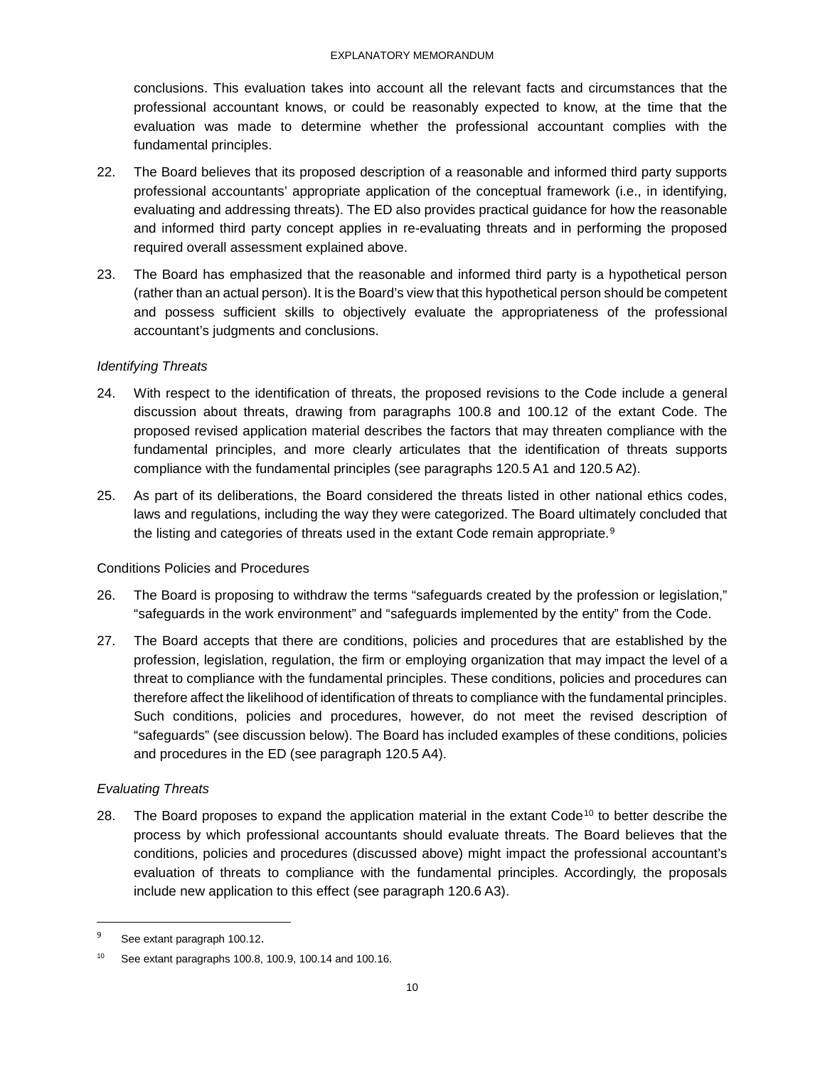conclusions. This evaluation takes into account all the relevant facts and circumstances that the professional accountant knows, or could be reasonably expected to know, at the time that the evaluation was made to determine whether the professional accountant complies with the fundamental principles.

22. The Board believes that its proposed description of a reasonable and informed third party supports professional accountants' appropriate application of the conceptual framework (i.e., in identifying, evaluating and addressing threats). The ED also provides practical guidance for how the reasonable and informed third party concept applies in re-evaluating threats and in performing the proposed required overall assessment explained above.

23. The Board has emphasized that the reasonable and informed third party is a hypothetical person (rather than an actual person). It is the Board's view that this hypothetical person should be competent and possess sufficient skills to objectively evaluate the appropriateness of the professional accountant's judgments and conclusions.

*Identifying Threats*

24. With respect to the identification of threats, the proposed revisions to the Code include a general discussion about threats, drawing from paragraphs 100.8 and 100.12 of the extant Code. The proposed revised application material describes the factors that may threaten compliance with the fundamental principles, and more clearly articulates that the identification of threats supports compliance with the fundamental principles (see paragraphs 120.5 A1 and 120.5 A2).

25. As part of its deliberations, the Board considered the threats listed in other national ethics codes, laws and regulations, including the way they were categorized. The Board ultimately concluded that the listing and categories of threats used in the extant Code remain appropriate.[9]

Conditions Policies and Procedures

26. The Board is proposing to withdraw the terms "safeguards created by the profession or legislation," "safeguards in the work environment" and "safeguards implemented by the entity" from the Code.

27. The Board accepts that there are conditions, policies and procedures that are established by the profession, legislation, regulation, the firm or employing organization that may impact the level of a threat to compliance with the fundamental principles. These conditions, policies and procedures can therefore affect the likelihood of identification of threats to compliance with the fundamental principles. Such conditions, policies and procedures, however, do not meet the revised description of "safeguards" (see discussion below). The Board has included examples of these conditions, policies and procedures in the ED (see paragraph 120.5 A4).

*Evaluating Threats*

28. The Board proposes to expand the application material in the extant Code[10] to better describe the process by which professional accountants should evaluate threats. The Board believes that the conditions, policies and procedures (discussed above) might impact the professional accountant's evaluation of threats to compliance with the fundamental principles. Accordingly, the proposals include new application to this effect (see paragraph 120.6 A3).

---

[9] See extant paragraph 100.12.

[10] See extant paragraphs 100.8, 100.9, 100.14 and 100.16.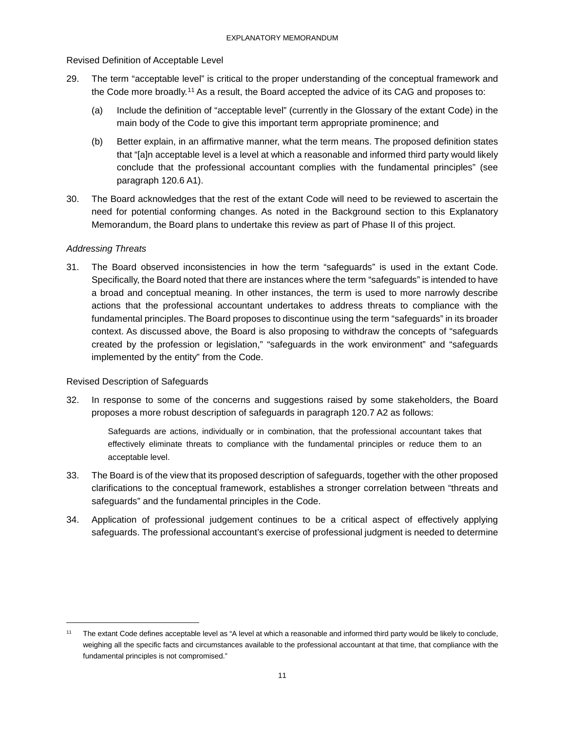Revised Definition of Acceptable Level

29. The term "acceptable level" is critical to the proper understanding of the conceptual framework and the Code more broadly.[11] As a result, the Board accepted the advice of its CAG and proposes to:

    (a) Include the definition of "acceptable level" (currently in the Glossary of the extant Code) in the main body of the Code to give this important term appropriate prominence; and

    (b) Better explain, in an affirmative manner, what the term means. The proposed definition states that "[a]n acceptable level is a level at which a reasonable and informed third party would likely conclude that the professional accountant complies with the fundamental principles" (see paragraph 120.6 A1).

30. The Board acknowledges that the rest of the extant Code will need to be reviewed to ascertain the need for potential conforming changes. As noted in the Background section to this Explanatory Memorandum, the Board plans to undertake this review as part of Phase II of this project.

*Addressing Threats*

31. The Board observed inconsistencies in how the term "safeguards" is used in the extant Code. Specifically, the Board noted that there are instances where the term "safeguards" is intended to have a broad and conceptual meaning. In other instances, the term is used to more narrowly describe actions that the professional accountant undertakes to address threats to compliance with the fundamental principles. The Board proposes to discontinue using the term "safeguards" in its broader context. As discussed above, the Board is also proposing to withdraw the concepts of "safeguards created by the profession or legislation," "safeguards in the work environment" and "safeguards implemented by the entity" from the Code.

Revised Description of Safeguards

32. In response to some of the concerns and suggestions raised by some stakeholders, the Board proposes a more robust description of safeguards in paragraph 120.7 A2 as follows:

    > Safeguards are actions, individually or in combination, that the professional accountant takes that effectively eliminate threats to compliance with the fundamental principles or reduce them to an acceptable level.

33. The Board is of the view that its proposed description of safeguards, together with the other proposed clarifications to the conceptual framework, establishes a stronger correlation between "threats and safeguards" and the fundamental principles in the Code.

34. Application of professional judgement continues to be a critical aspect of effectively applying safeguards. The professional accountant's exercise of professional judgment is needed to determine

[11] The extant Code defines acceptable level as "A level at which a reasonable and informed third party would be likely to conclude, weighing all the specific facts and circumstances available to the professional accountant at that time, that compliance with the fundamental principles is not compromised."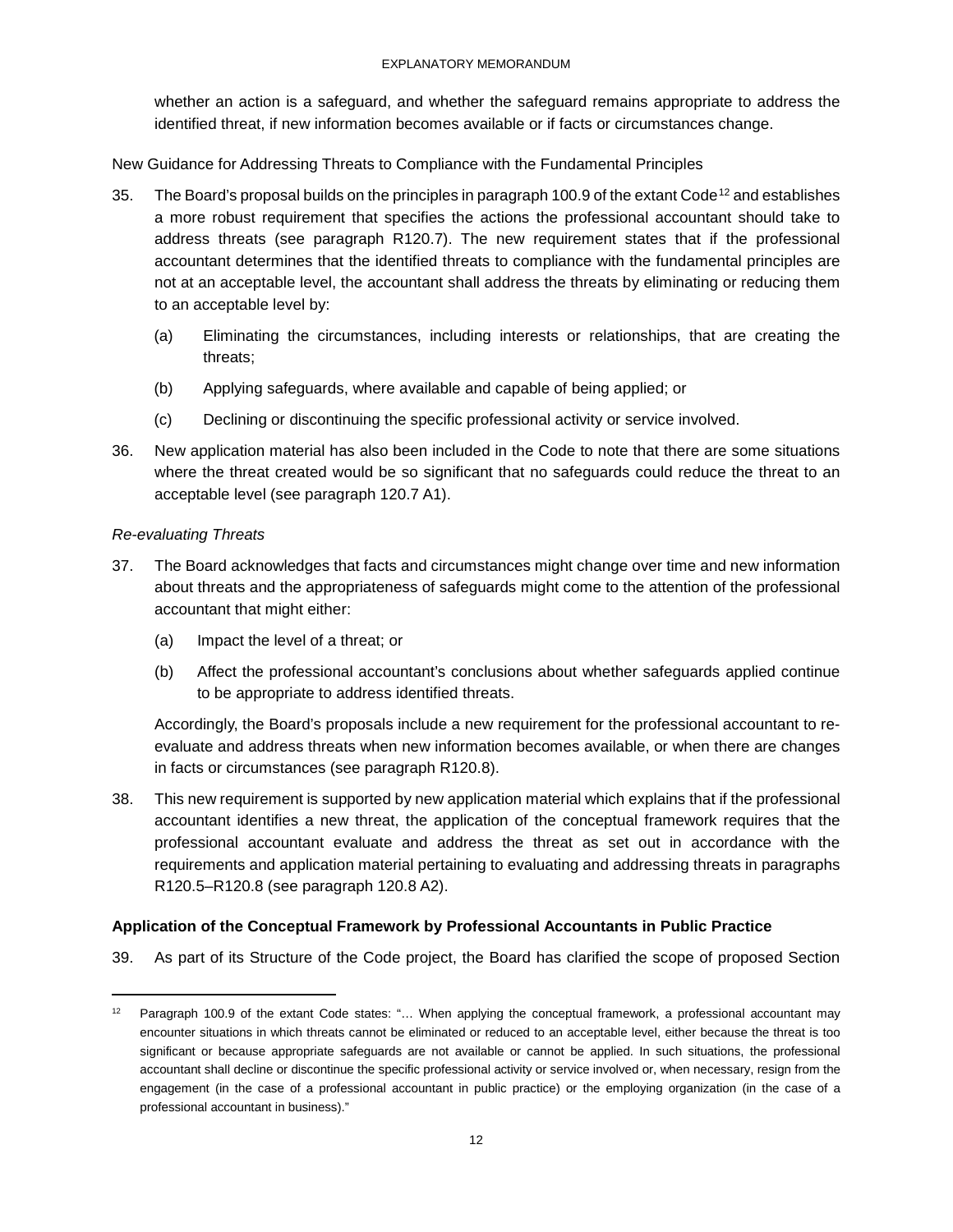whether an action is a safeguard, and whether the safeguard remains appropriate to address the identified threat, if new information becomes available or if facts or circumstances change.

New Guidance for Addressing Threats to Compliance with the Fundamental Principles

35. The Board's proposal builds on the principles in paragraph 100.9 of the extant Code[12] and establishes a more robust requirement that specifies the actions the professional accountant should take to address threats (see paragraph R120.7). The new requirement states that if the professional accountant determines that the identified threats to compliance with the fundamental principles are not at an acceptable level, the accountant shall address the threats by eliminating or reducing them to an acceptable level by:

    (a) Eliminating the circumstances, including interests or relationships, that are creating the threats;

    (b) Applying safeguards, where available and capable of being applied; or

    (c) Declining or discontinuing the specific professional activity or service involved.

36. New application material has also been included in the Code to note that there are some situations where the threat created would be so significant that no safeguards could reduce the threat to an acceptable level (see paragraph 120.7 A1).

*Re-evaluating Threats*

37. The Board acknowledges that facts and circumstances might change over time and new information about threats and the appropriateness of safeguards might come to the attention of the professional accountant that might either:

    (a) Impact the level of a threat; or

    (b) Affect the professional accountant's conclusions about whether safeguards applied continue to be appropriate to address identified threats.

    Accordingly, the Board's proposals include a new requirement for the professional accountant to re-evaluate and address threats when new information becomes available, or when there are changes in facts or circumstances (see paragraph R120.8).

38. This new requirement is supported by new application material which explains that if the professional accountant identifies a new threat, the application of the conceptual framework requires that the professional accountant evaluate and address the threat as set out in accordance with the requirements and application material pertaining to evaluating and addressing threats in paragraphs R120.5–R120.8 (see paragraph 120.8 A2).

**Application of the Conceptual Framework by Professional Accountants in Public Practice**

39. As part of its Structure of the Code project, the Board has clarified the scope of proposed Section

---

[12] Paragraph 100.9 of the extant Code states: "… When applying the conceptual framework, a professional accountant may encounter situations in which threats cannot be eliminated or reduced to an acceptable level, either because the threat is too significant or because appropriate safeguards are not available or cannot be applied. In such situations, the professional accountant shall decline or discontinue the specific professional activity or service involved or, when necessary, resign from the engagement (in the case of a professional accountant in public practice) or the employing organization (in the case of a professional accountant in business)."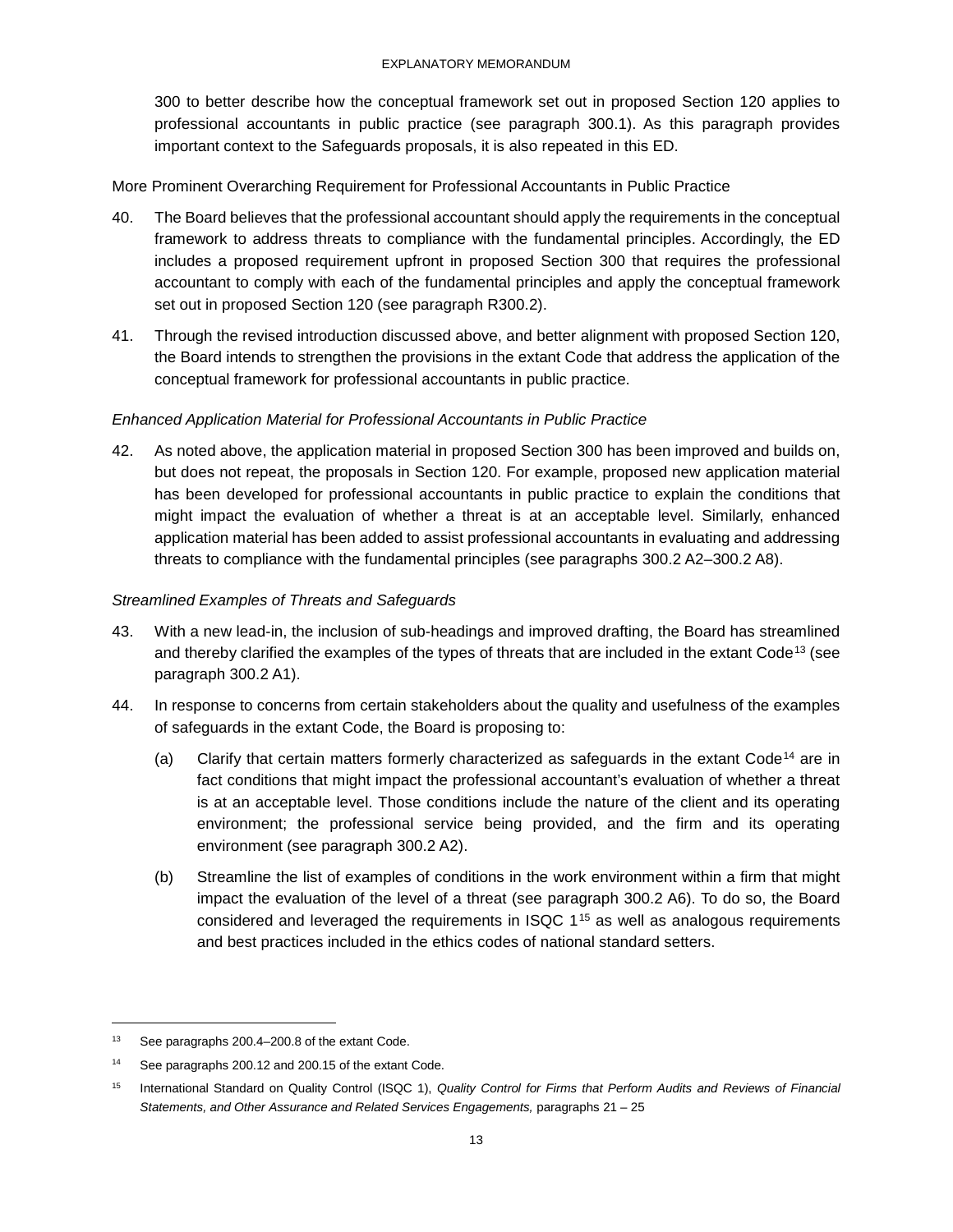300 to better describe how the conceptual framework set out in proposed Section 120 applies to professional accountants in public practice (see paragraph 300.1). As this paragraph provides important context to the Safeguards proposals, it is also repeated in this ED.

More Prominent Overarching Requirement for Professional Accountants in Public Practice

40. The Board believes that the professional accountant should apply the requirements in the conceptual framework to address threats to compliance with the fundamental principles. Accordingly, the ED includes a proposed requirement upfront in proposed Section 300 that requires the professional accountant to comply with each of the fundamental principles and apply the conceptual framework set out in proposed Section 120 (see paragraph R300.2).

41. Through the revised introduction discussed above, and better alignment with proposed Section 120, the Board intends to strengthen the provisions in the extant Code that address the application of the conceptual framework for professional accountants in public practice.

*Enhanced Application Material for Professional Accountants in Public Practice*

42. As noted above, the application material in proposed Section 300 has been improved and builds on, but does not repeat, the proposals in Section 120. For example, proposed new application material has been developed for professional accountants in public practice to explain the conditions that might impact the evaluation of whether a threat is at an acceptable level. Similarly, enhanced application material has been added to assist professional accountants in evaluating and addressing threats to compliance with the fundamental principles (see paragraphs 300.2 A2–300.2 A8).

*Streamlined Examples of Threats and Safeguards*

43. With a new lead-in, the inclusion of sub-headings and improved drafting, the Board has streamlined and thereby clarified the examples of the types of threats that are included in the extant Code[13] (see paragraph 300.2 A1).

44. In response to concerns from certain stakeholders about the quality and usefulness of the examples of safeguards in the extant Code, the Board is proposing to:

    (a) Clarify that certain matters formerly characterized as safeguards in the extant Code[14] are in fact conditions that might impact the professional accountant's evaluation of whether a threat is at an acceptable level. Those conditions include the nature of the client and its operating environment; the professional service being provided, and the firm and its operating environment (see paragraph 300.2 A2).

    (b) Streamline the list of examples of conditions in the work environment within a firm that might impact the evaluation of the level of a threat (see paragraph 300.2 A6). To do so, the Board considered and leveraged the requirements in ISQC 1[15] as well as analogous requirements and best practices included in the ethics codes of national standard setters.

---

[13] See paragraphs 200.4–200.8 of the extant Code.

[14] See paragraphs 200.12 and 200.15 of the extant Code.

[15] International Standard on Quality Control (ISQC 1), *Quality Control for Firms that Perform Audits and Reviews of Financial Statements, and Other Assurance and Related Services Engagements,* paragraphs 21 – 25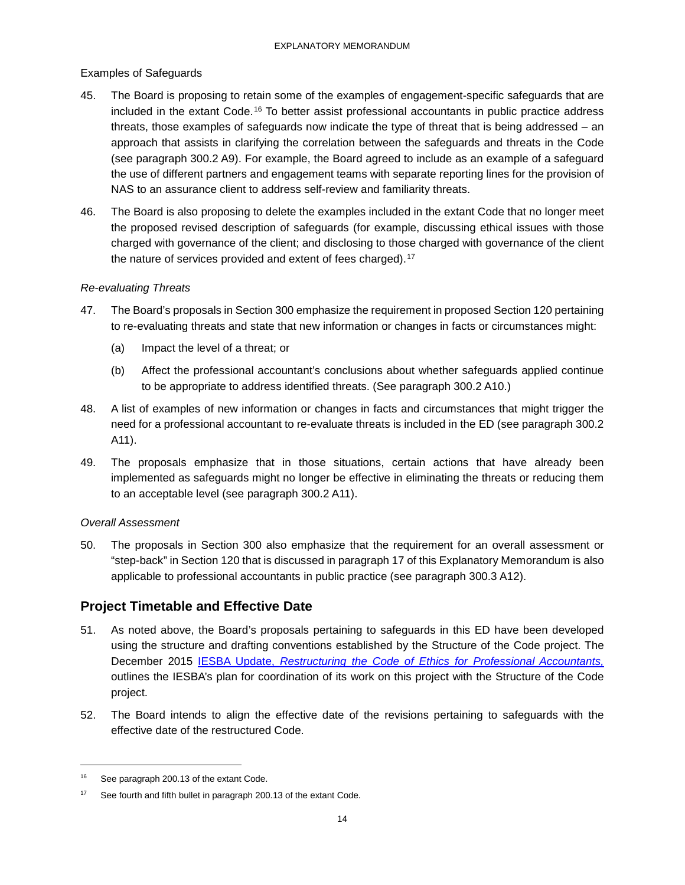Examples of Safeguards

45. The Board is proposing to retain some of the examples of engagement-specific safeguards that are included in the extant Code.[16] To better assist professional accountants in public practice address threats, those examples of safeguards now indicate the type of threat that is being addressed – an approach that assists in clarifying the correlation between the safeguards and threats in the Code (see paragraph 300.2 A9). For example, the Board agreed to include as an example of a safeguard the use of different partners and engagement teams with separate reporting lines for the provision of NAS to an assurance client to address self-review and familiarity threats.

46. The Board is also proposing to delete the examples included in the extant Code that no longer meet the proposed revised description of safeguards (for example, discussing ethical issues with those charged with governance of the client; and disclosing to those charged with governance of the client the nature of services provided and extent of fees charged).[17]

*Re-evaluating Threats*

47. The Board's proposals in Section 300 emphasize the requirement in proposed Section 120 pertaining to re-evaluating threats and state that new information or changes in facts or circumstances might:

    (a) Impact the level of a threat; or

    (b) Affect the professional accountant's conclusions about whether safeguards applied continue to be appropriate to address identified threats. (See paragraph 300.2 A10.)

48. A list of examples of new information or changes in facts and circumstances that might trigger the need for a professional accountant to re-evaluate threats is included in the ED (see paragraph 300.2 A11).

49. The proposals emphasize that in those situations, certain actions that have already been implemented as safeguards might no longer be effective in eliminating the threats or reducing them to an acceptable level (see paragraph 300.2 A11).

*Overall Assessment*

50. The proposals in Section 300 also emphasize that the requirement for an overall assessment or "step-back" in Section 120 that is discussed in paragraph 17 of this Explanatory Memorandum is also applicable to professional accountants in public practice (see paragraph 300.3 A12).

## Project Timetable and Effective Date

51. As noted above, the Board's proposals pertaining to safeguards in this ED have been developed using the structure and drafting conventions established by the Structure of the Code project. The December 2015 IESBA Update, *Restructuring the Code of Ethics for Professional Accountants,* outlines the IESBA's plan for coordination of its work on this project with the Structure of the Code project.

52. The Board intends to align the effective date of the revisions pertaining to safeguards with the effective date of the restructured Code.

---

[16] See paragraph 200.13 of the extant Code.

[17] See fourth and fifth bullet in paragraph 200.13 of the extant Code.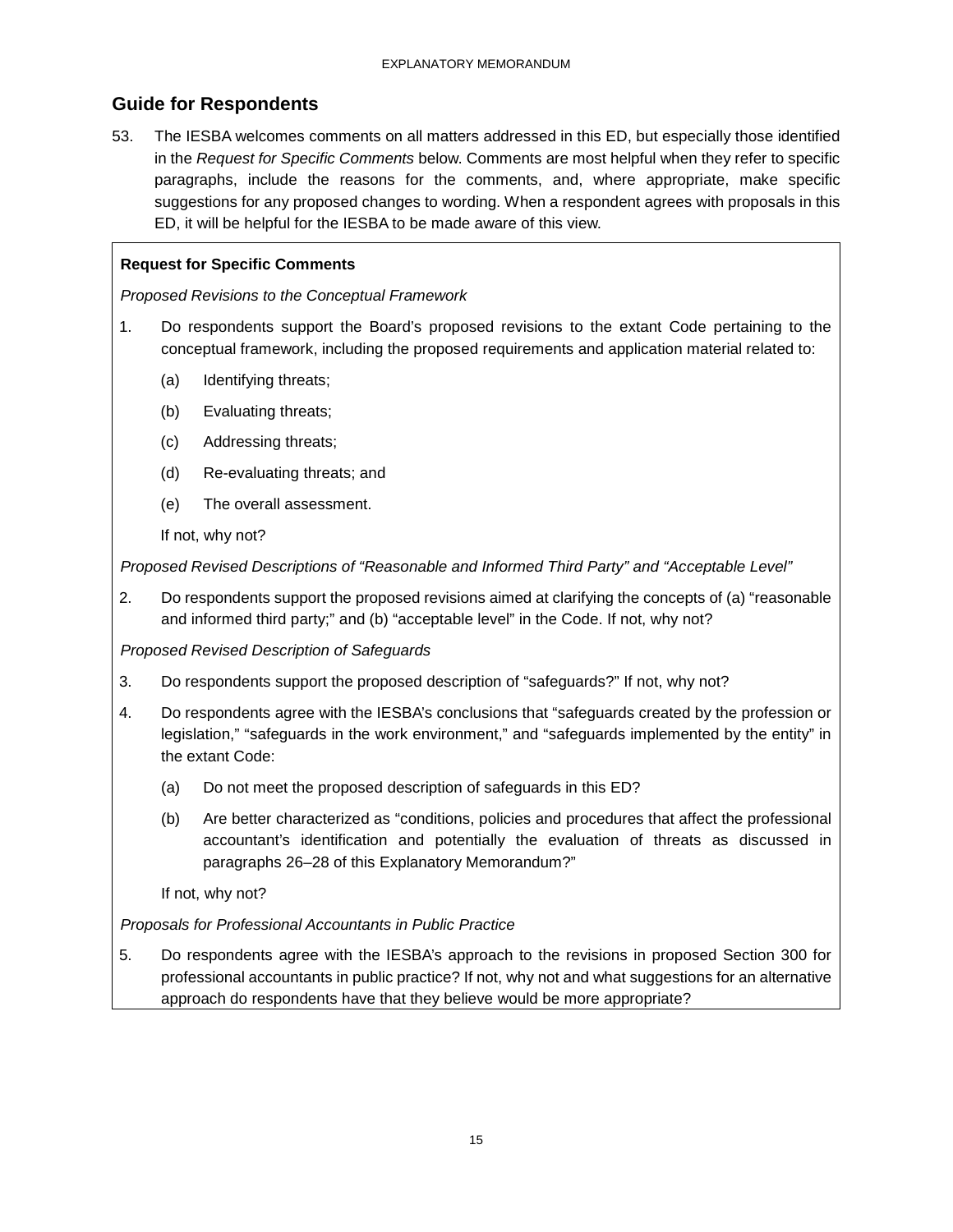## Guide for Respondents

53. The IESBA welcomes comments on all matters addressed in this ED, but especially those identified in the *Request for Specific Comments* below. Comments are most helpful when they refer to specific paragraphs, include the reasons for the comments, and, where appropriate, make specific suggestions for any proposed changes to wording. When a respondent agrees with proposals in this ED, it will be helpful for the IESBA to be made aware of this view.

**Request for Specific Comments**

*Proposed Revisions to the Conceptual Framework*

1. Do respondents support the Board's proposed revisions to the extant Code pertaining to the conceptual framework, including the proposed requirements and application material related to:

   (a) Identifying threats;

   (b) Evaluating threats;

   (c) Addressing threats;

   (d) Re-evaluating threats; and

   (e) The overall assessment.

   If not, why not?

*Proposed Revised Descriptions of "Reasonable and Informed Third Party" and "Acceptable Level"*

2. Do respondents support the proposed revisions aimed at clarifying the concepts of (a) "reasonable and informed third party;" and (b) "acceptable level" in the Code. If not, why not?

*Proposed Revised Description of Safeguards*

3. Do respondents support the proposed description of "safeguards?" If not, why not?

4. Do respondents agree with the IESBA's conclusions that "safeguards created by the profession or legislation," "safeguards in the work environment," and "safeguards implemented by the entity" in the extant Code:

   (a) Do not meet the proposed description of safeguards in this ED?

   (b) Are better characterized as "conditions, policies and procedures that affect the professional accountant's identification and potentially the evaluation of threats as discussed in paragraphs 26–28 of this Explanatory Memorandum?"

   If not, why not?

*Proposals for Professional Accountants in Public Practice*

5. Do respondents agree with the IESBA's approach to the revisions in proposed Section 300 for professional accountants in public practice? If not, why not and what suggestions for an alternative approach do respondents have that they believe would be more appropriate?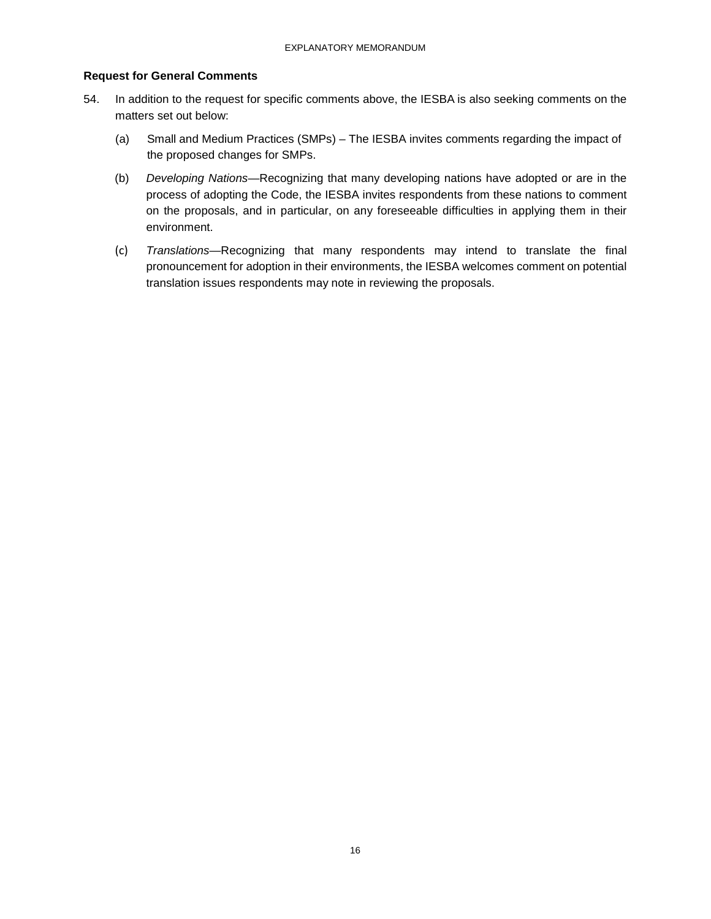### Request for General Comments

54. In addition to the request for specific comments above, the IESBA is also seeking comments on the matters set out below:

    (a) Small and Medium Practices (SMPs) – The IESBA invites comments regarding the impact of the proposed changes for SMPs.

    (b) *Developing Nations*—Recognizing that many developing nations have adopted or are in the process of adopting the Code, the IESBA invites respondents from these nations to comment on the proposals, and in particular, on any foreseeable difficulties in applying them in their environment.

    (c) *Translations*—Recognizing that many respondents may intend to translate the final pronouncement for adoption in their environments, the IESBA welcomes comment on potential translation issues respondents may note in reviewing the proposals.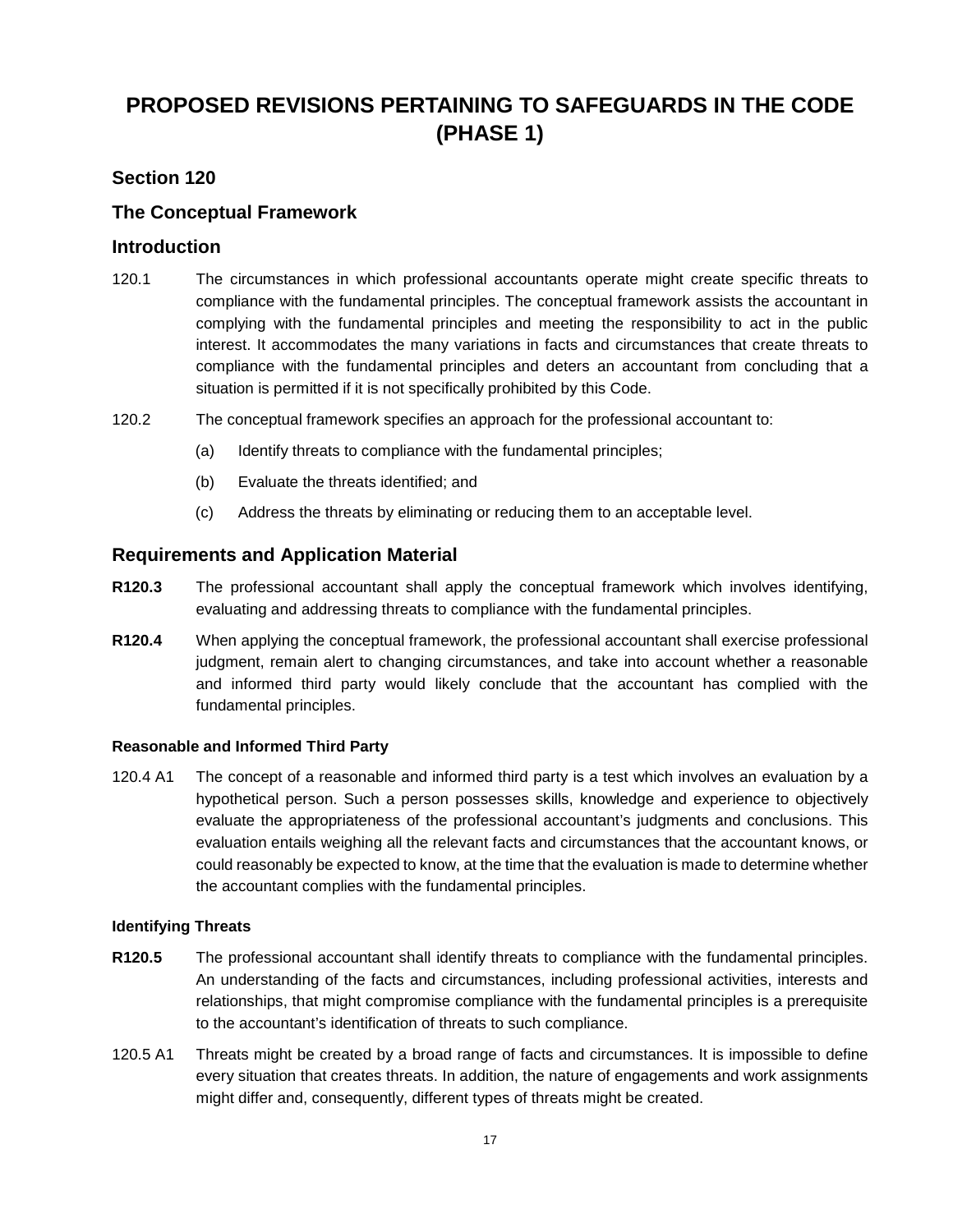# PROPOSED REVISIONS PERTAINING TO SAFEGUARDS IN THE CODE (PHASE 1)

## Section 120

## The Conceptual Framework

## Introduction

120.1 The circumstances in which professional accountants operate might create specific threats to compliance with the fundamental principles. The conceptual framework assists the accountant in complying with the fundamental principles and meeting the responsibility to act in the public interest. It accommodates the many variations in facts and circumstances that create threats to compliance with the fundamental principles and deters an accountant from concluding that a situation is permitted if it is not specifically prohibited by this Code.

120.2 The conceptual framework specifies an approach for the professional accountant to:

(a) Identify threats to compliance with the fundamental principles;

(b) Evaluate the threats identified; and

(c) Address the threats by eliminating or reducing them to an acceptable level.

## Requirements and Application Material

**R120.3** The professional accountant shall apply the conceptual framework which involves identifying, evaluating and addressing threats to compliance with the fundamental principles.

**R120.4** When applying the conceptual framework, the professional accountant shall exercise professional judgment, remain alert to changing circumstances, and take into account whether a reasonable and informed third party would likely conclude that the accountant has complied with the fundamental principles.

#### Reasonable and Informed Third Party

120.4 A1 The concept of a reasonable and informed third party is a test which involves an evaluation by a hypothetical person. Such a person possesses skills, knowledge and experience to objectively evaluate the appropriateness of the professional accountant's judgments and conclusions. This evaluation entails weighing all the relevant facts and circumstances that the accountant knows, or could reasonably be expected to know, at the time that the evaluation is made to determine whether the accountant complies with the fundamental principles.

#### Identifying Threats

**R120.5** The professional accountant shall identify threats to compliance with the fundamental principles. An understanding of the facts and circumstances, including professional activities, interests and relationships, that might compromise compliance with the fundamental principles is a prerequisite to the accountant's identification of threats to such compliance.

120.5 A1 Threats might be created by a broad range of facts and circumstances. It is impossible to define every situation that creates threats. In addition, the nature of engagements and work assignments might differ and, consequently, different types of threats might be created.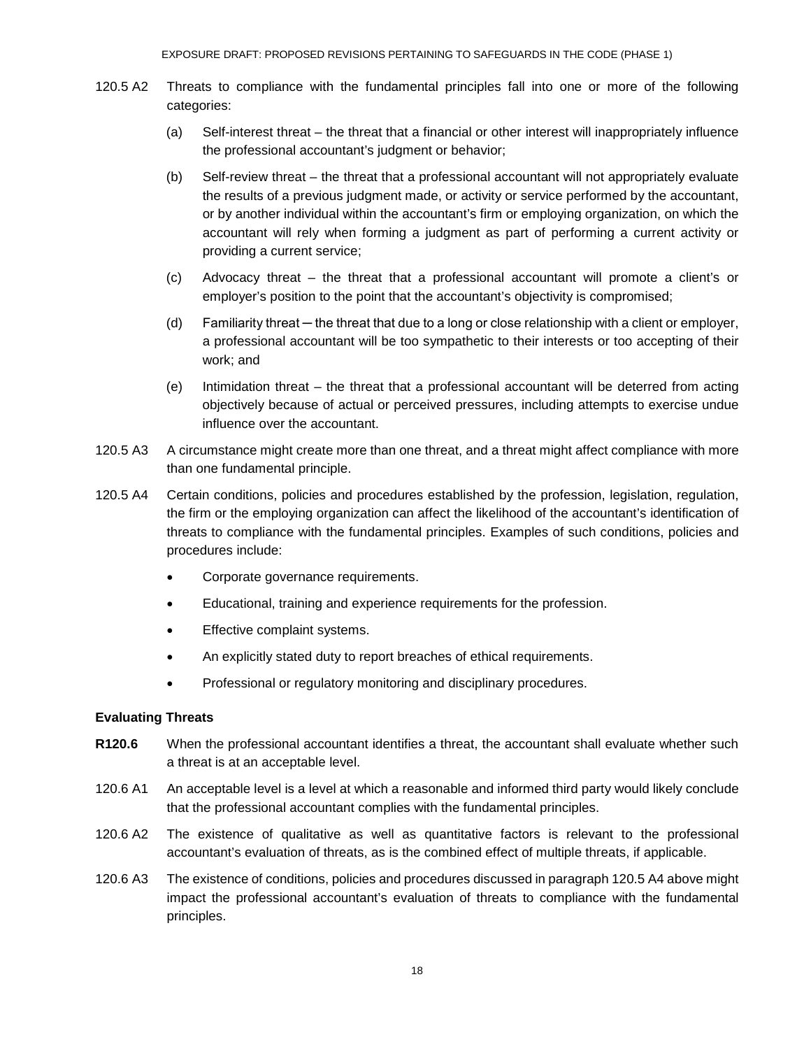120.5 A2 Threats to compliance with the fundamental principles fall into one or more of the following categories:

(a) Self-interest threat – the threat that a financial or other interest will inappropriately influence the professional accountant's judgment or behavior;

(b) Self-review threat – the threat that a professional accountant will not appropriately evaluate the results of a previous judgment made, or activity or service performed by the accountant, or by another individual within the accountant's firm or employing organization, on which the accountant will rely when forming a judgment as part of performing a current activity or providing a current service;

(c) Advocacy threat – the threat that a professional accountant will promote a client's or employer's position to the point that the accountant's objectivity is compromised;

(d) Familiarity threat ─ the threat that due to a long or close relationship with a client or employer, a professional accountant will be too sympathetic to their interests or too accepting of their work; and

(e) Intimidation threat – the threat that a professional accountant will be deterred from acting objectively because of actual or perceived pressures, including attempts to exercise undue influence over the accountant.

120.5 A3 A circumstance might create more than one threat, and a threat might affect compliance with more than one fundamental principle.

120.5 A4 Certain conditions, policies and procedures established by the profession, legislation, regulation, the firm or the employing organization can affect the likelihood of the accountant's identification of threats to compliance with the fundamental principles. Examples of such conditions, policies and procedures include:

- Corporate governance requirements.
- Educational, training and experience requirements for the profession.
- Effective complaint systems.
- An explicitly stated duty to report breaches of ethical requirements.
- Professional or regulatory monitoring and disciplinary procedures.

**Evaluating Threats**

**R120.6** When the professional accountant identifies a threat, the accountant shall evaluate whether such a threat is at an acceptable level.

120.6 A1 An acceptable level is a level at which a reasonable and informed third party would likely conclude that the professional accountant complies with the fundamental principles.

120.6 A2 The existence of qualitative as well as quantitative factors is relevant to the professional accountant's evaluation of threats, as is the combined effect of multiple threats, if applicable.

120.6 A3 The existence of conditions, policies and procedures discussed in paragraph 120.5 A4 above might impact the professional accountant's evaluation of threats to compliance with the fundamental principles.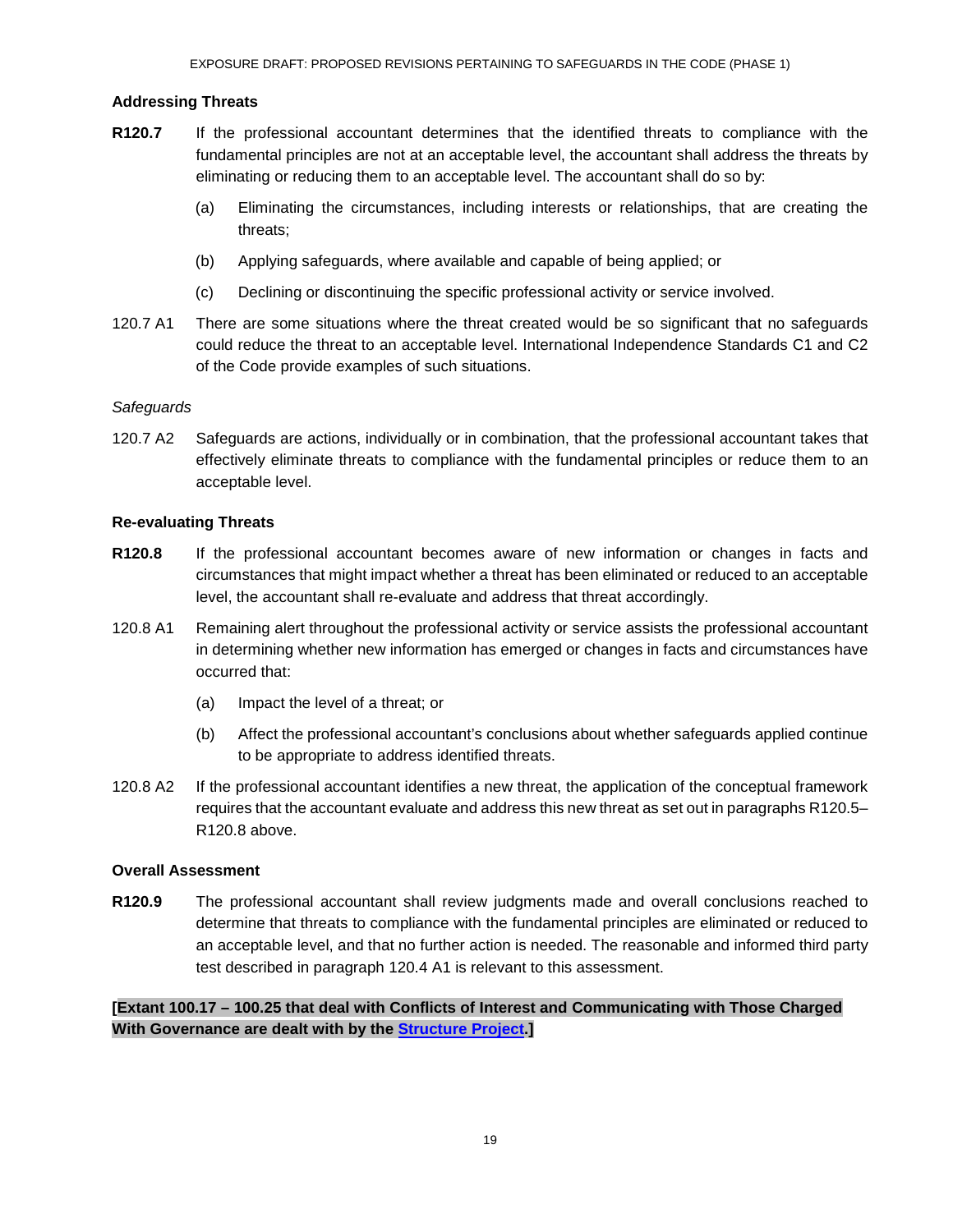### Addressing Threats

**R120.7** If the professional accountant determines that the identified threats to compliance with the fundamental principles are not at an acceptable level, the accountant shall address the threats by eliminating or reducing them to an acceptable level. The accountant shall do so by:

(a) Eliminating the circumstances, including interests or relationships, that are creating the threats;

(b) Applying safeguards, where available and capable of being applied; or

(c) Declining or discontinuing the specific professional activity or service involved.

120.7 A1 There are some situations where the threat created would be so significant that no safeguards could reduce the threat to an acceptable level. International Independence Standards C1 and C2 of the Code provide examples of such situations.

*Safeguards*

120.7 A2 Safeguards are actions, individually or in combination, that the professional accountant takes that effectively eliminate threats to compliance with the fundamental principles or reduce them to an acceptable level.

### Re-evaluating Threats

**R120.8** If the professional accountant becomes aware of new information or changes in facts and circumstances that might impact whether a threat has been eliminated or reduced to an acceptable level, the accountant shall re-evaluate and address that threat accordingly.

120.8 A1 Remaining alert throughout the professional activity or service assists the professional accountant in determining whether new information has emerged or changes in facts and circumstances have occurred that:

(a) Impact the level of a threat; or

(b) Affect the professional accountant's conclusions about whether safeguards applied continue to be appropriate to address identified threats.

120.8 A2 If the professional accountant identifies a new threat, the application of the conceptual framework requires that the accountant evaluate and address this new threat as set out in paragraphs R120.5–R120.8 above.

### Overall Assessment

**R120.9** The professional accountant shall review judgments made and overall conclusions reached to determine that threats to compliance with the fundamental principles are eliminated or reduced to an acceptable level, and that no further action is needed. The reasonable and informed third party test described in paragraph 120.4 A1 is relevant to this assessment.

**[Extant 100.17 – 100.25 that deal with Conflicts of Interest and Communicating with Those Charged With Governance are dealt with by the Structure Project.]**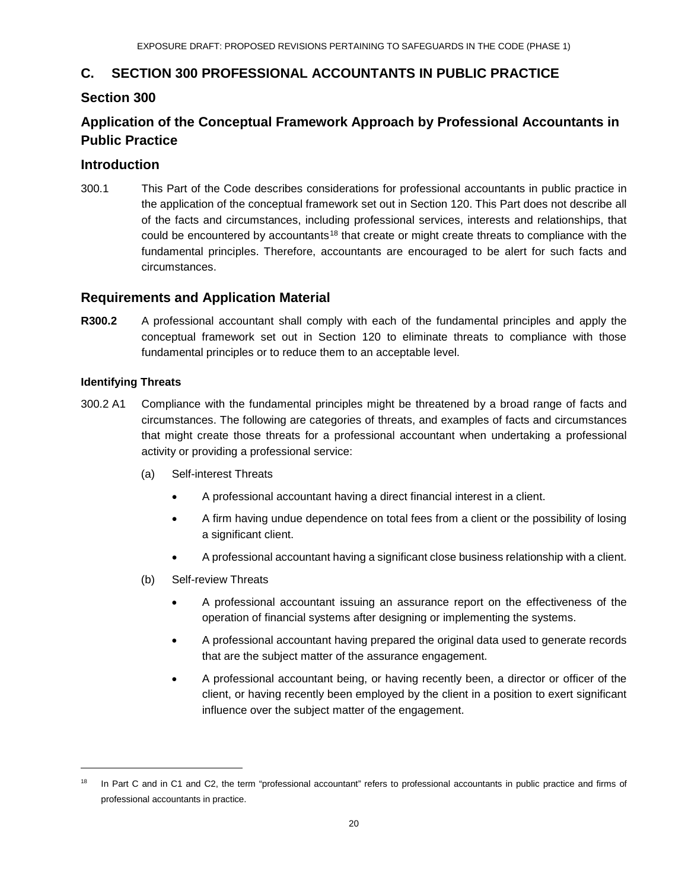## C. SECTION 300 PROFESSIONAL ACCOUNTANTS IN PUBLIC PRACTICE

## Section 300

## Application of the Conceptual Framework Approach by Professional Accountants in Public Practice

### Introduction

300.1 This Part of the Code describes considerations for professional accountants in public practice in the application of the conceptual framework set out in Section 120. This Part does not describe all of the facts and circumstances, including professional services, interests and relationships, that could be encountered by accountants[18] that create or might create threats to compliance with the fundamental principles. Therefore, accountants are encouraged to be alert for such facts and circumstances.

### Requirements and Application Material

**R300.2** A professional accountant shall comply with each of the fundamental principles and apply the conceptual framework set out in Section 120 to eliminate threats to compliance with those fundamental principles or to reduce them to an acceptable level.

#### Identifying Threats

300.2 A1 Compliance with the fundamental principles might be threatened by a broad range of facts and circumstances. The following are categories of threats, and examples of facts and circumstances that might create those threats for a professional accountant when undertaking a professional activity or providing a professional service:

(a) Self-interest Threats

- A professional accountant having a direct financial interest in a client.
- A firm having undue dependence on total fees from a client or the possibility of losing a significant client.
- A professional accountant having a significant close business relationship with a client.

(b) Self-review Threats

- A professional accountant issuing an assurance report on the effectiveness of the operation of financial systems after designing or implementing the systems.
- A professional accountant having prepared the original data used to generate records that are the subject matter of the assurance engagement.
- A professional accountant being, or having recently been, a director or officer of the client, or having recently been employed by the client in a position to exert significant influence over the subject matter of the engagement.

---

[18] In Part C and in C1 and C2, the term "professional accountant" refers to professional accountants in public practice and firms of professional accountants in practice.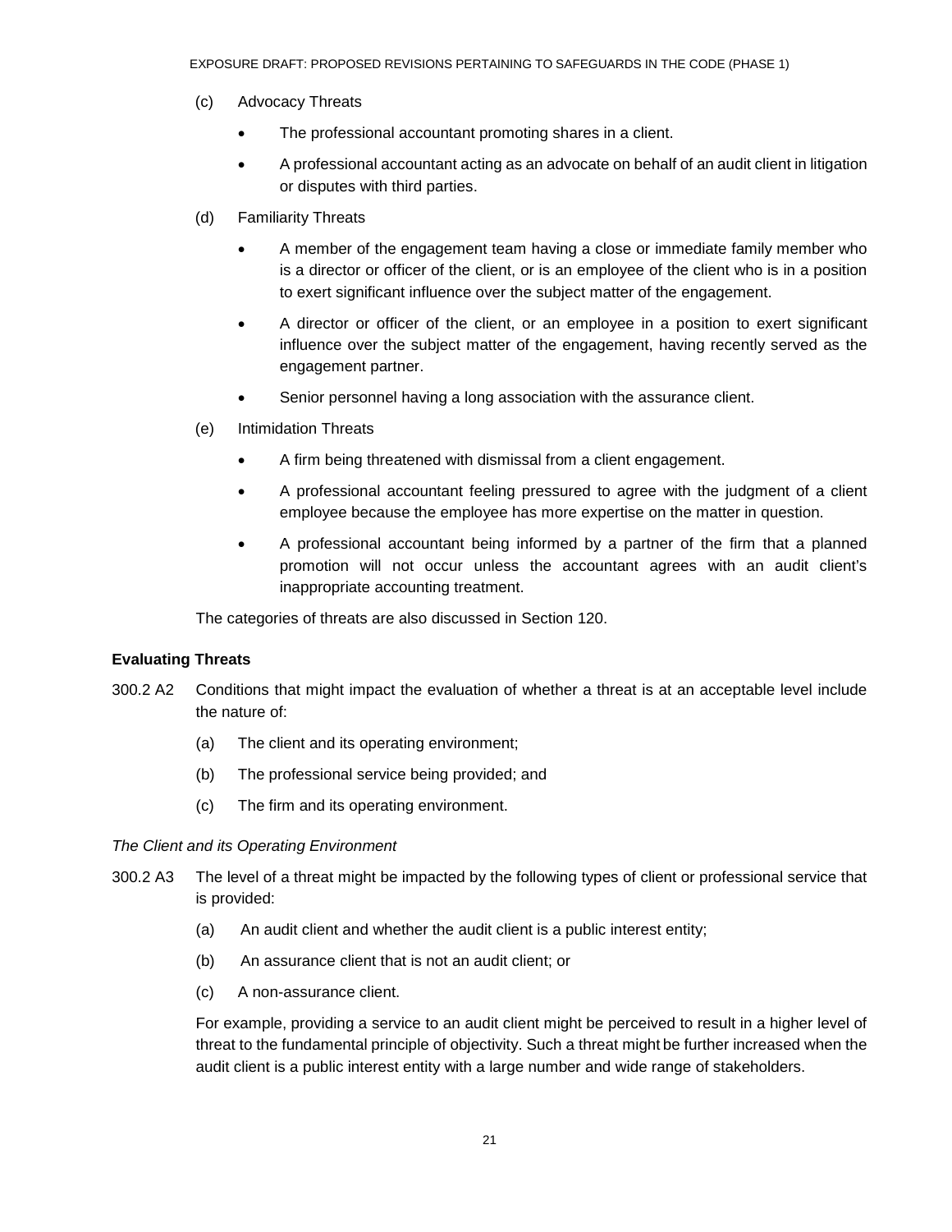(c) Advocacy Threats

- The professional accountant promoting shares in a client.
- A professional accountant acting as an advocate on behalf of an audit client in litigation or disputes with third parties.

(d) Familiarity Threats

- A member of the engagement team having a close or immediate family member who is a director or officer of the client, or is an employee of the client who is in a position to exert significant influence over the subject matter of the engagement.
- A director or officer of the client, or an employee in a position to exert significant influence over the subject matter of the engagement, having recently served as the engagement partner.
- Senior personnel having a long association with the assurance client.

(e) Intimidation Threats

- A firm being threatened with dismissal from a client engagement.
- A professional accountant feeling pressured to agree with the judgment of a client employee because the employee has more expertise on the matter in question.
- A professional accountant being informed by a partner of the firm that a planned promotion will not occur unless the accountant agrees with an audit client's inappropriate accounting treatment.

The categories of threats are also discussed in Section 120.

**Evaluating Threats**

300.2 A2 Conditions that might impact the evaluation of whether a threat is at an acceptable level include the nature of:

(a) The client and its operating environment;

(b) The professional service being provided; and

(c) The firm and its operating environment.

*The Client and its Operating Environment*

300.2 A3 The level of a threat might be impacted by the following types of client or professional service that is provided:

(a) An audit client and whether the audit client is a public interest entity;

(b) An assurance client that is not an audit client; or

(c) A non-assurance client.

For example, providing a service to an audit client might be perceived to result in a higher level of threat to the fundamental principle of objectivity. Such a threat might be further increased when the audit client is a public interest entity with a large number and wide range of stakeholders.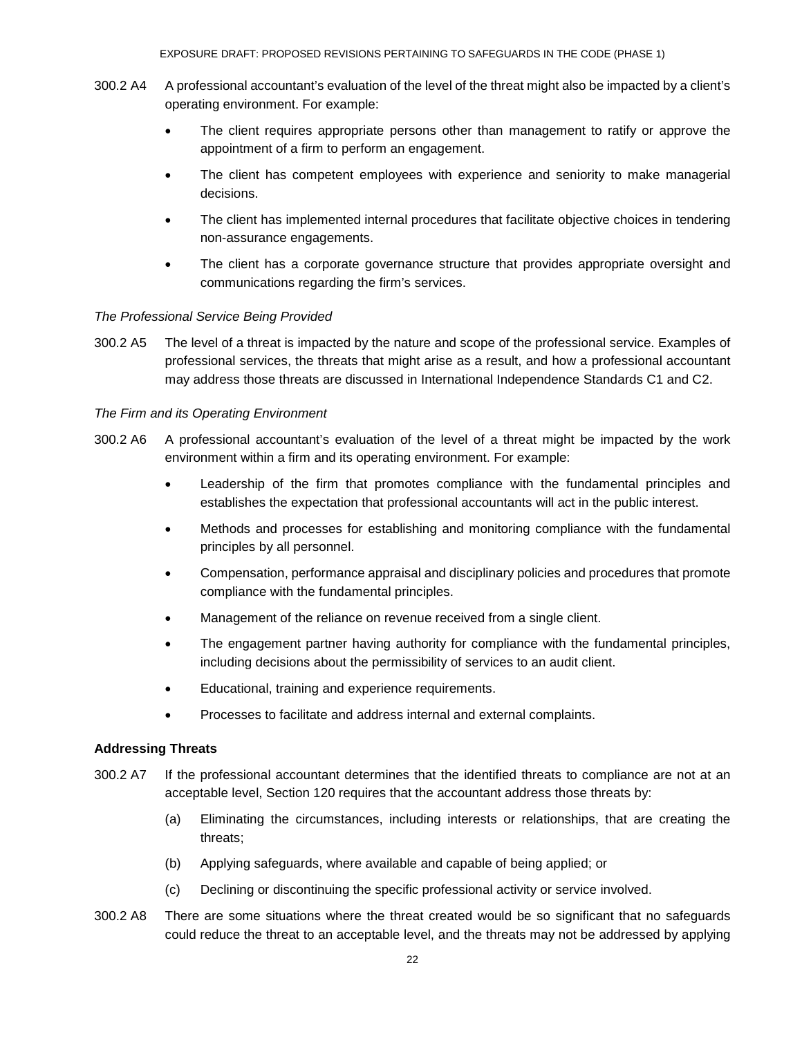300.2 A4 A professional accountant's evaluation of the level of the threat might also be impacted by a client's operating environment. For example:

- The client requires appropriate persons other than management to ratify or approve the appointment of a firm to perform an engagement.
- The client has competent employees with experience and seniority to make managerial decisions.
- The client has implemented internal procedures that facilitate objective choices in tendering non-assurance engagements.
- The client has a corporate governance structure that provides appropriate oversight and communications regarding the firm's services.

*The Professional Service Being Provided*

300.2 A5 The level of a threat is impacted by the nature and scope of the professional service. Examples of professional services, the threats that might arise as a result, and how a professional accountant may address those threats are discussed in International Independence Standards C1 and C2.

*The Firm and its Operating Environment*

300.2 A6 A professional accountant's evaluation of the level of a threat might be impacted by the work environment within a firm and its operating environment. For example:

- Leadership of the firm that promotes compliance with the fundamental principles and establishes the expectation that professional accountants will act in the public interest.
- Methods and processes for establishing and monitoring compliance with the fundamental principles by all personnel.
- Compensation, performance appraisal and disciplinary policies and procedures that promote compliance with the fundamental principles.
- Management of the reliance on revenue received from a single client.
- The engagement partner having authority for compliance with the fundamental principles, including decisions about the permissibility of services to an audit client.
- Educational, training and experience requirements.
- Processes to facilitate and address internal and external complaints.

**Addressing Threats**

300.2 A7 If the professional accountant determines that the identified threats to compliance are not at an acceptable level, Section 120 requires that the accountant address those threats by:

(a) Eliminating the circumstances, including interests or relationships, that are creating the threats;

(b) Applying safeguards, where available and capable of being applied; or

(c) Declining or discontinuing the specific professional activity or service involved.

300.2 A8 There are some situations where the threat created would be so significant that no safeguards could reduce the threat to an acceptable level, and the threats may not be addressed by applying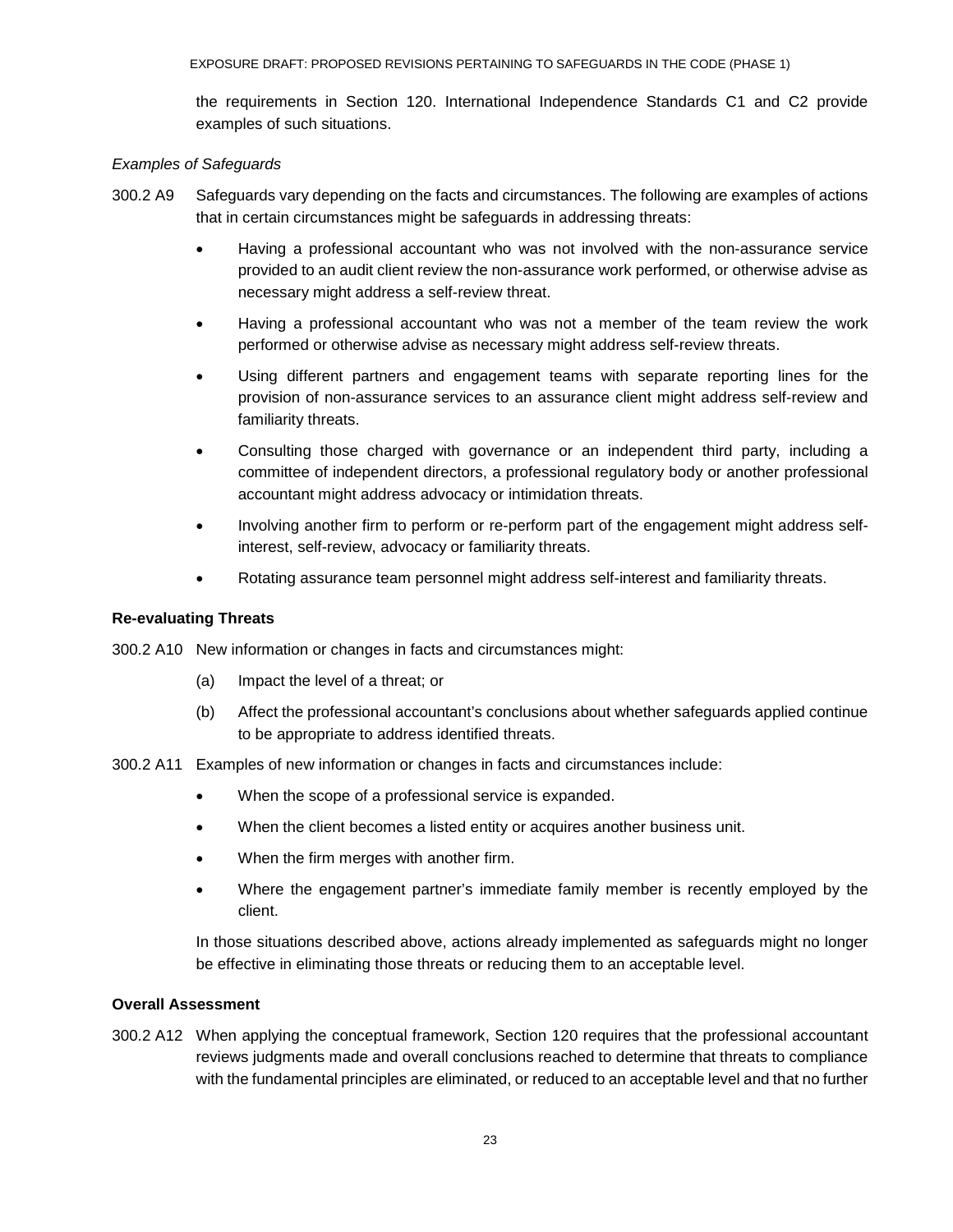the requirements in Section 120. International Independence Standards C1 and C2 provide examples of such situations.

*Examples of Safeguards*

300.2 A9 Safeguards vary depending on the facts and circumstances. The following are examples of actions that in certain circumstances might be safeguards in addressing threats:

- Having a professional accountant who was not involved with the non-assurance service provided to an audit client review the non-assurance work performed, or otherwise advise as necessary might address a self-review threat.
- Having a professional accountant who was not a member of the team review the work performed or otherwise advise as necessary might address self-review threats.
- Using different partners and engagement teams with separate reporting lines for the provision of non-assurance services to an assurance client might address self-review and familiarity threats.
- Consulting those charged with governance or an independent third party, including a committee of independent directors, a professional regulatory body or another professional accountant might address advocacy or intimidation threats.
- Involving another firm to perform or re-perform part of the engagement might address self-interest, self-review, advocacy or familiarity threats.
- Rotating assurance team personnel might address self-interest and familiarity threats.

**Re-evaluating Threats**

300.2 A10 New information or changes in facts and circumstances might:

(a) Impact the level of a threat; or

(b) Affect the professional accountant's conclusions about whether safeguards applied continue to be appropriate to address identified threats.

300.2 A11 Examples of new information or changes in facts and circumstances include:

- When the scope of a professional service is expanded.
- When the client becomes a listed entity or acquires another business unit.
- When the firm merges with another firm.
- Where the engagement partner's immediate family member is recently employed by the client.

In those situations described above, actions already implemented as safeguards might no longer be effective in eliminating those threats or reducing them to an acceptable level.

**Overall Assessment**

300.2 A12 When applying the conceptual framework, Section 120 requires that the professional accountant reviews judgments made and overall conclusions reached to determine that threats to compliance with the fundamental principles are eliminated, or reduced to an acceptable level and that no further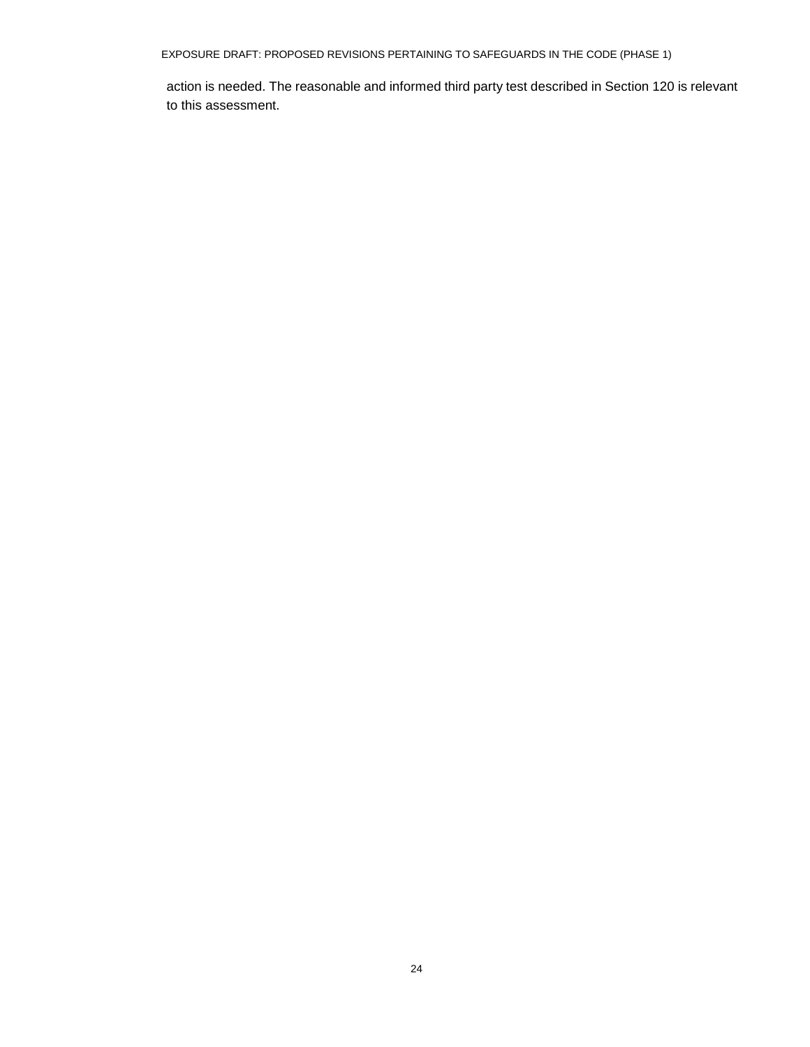action is needed. The reasonable and informed third party test described in Section 120 is relevant to this assessment.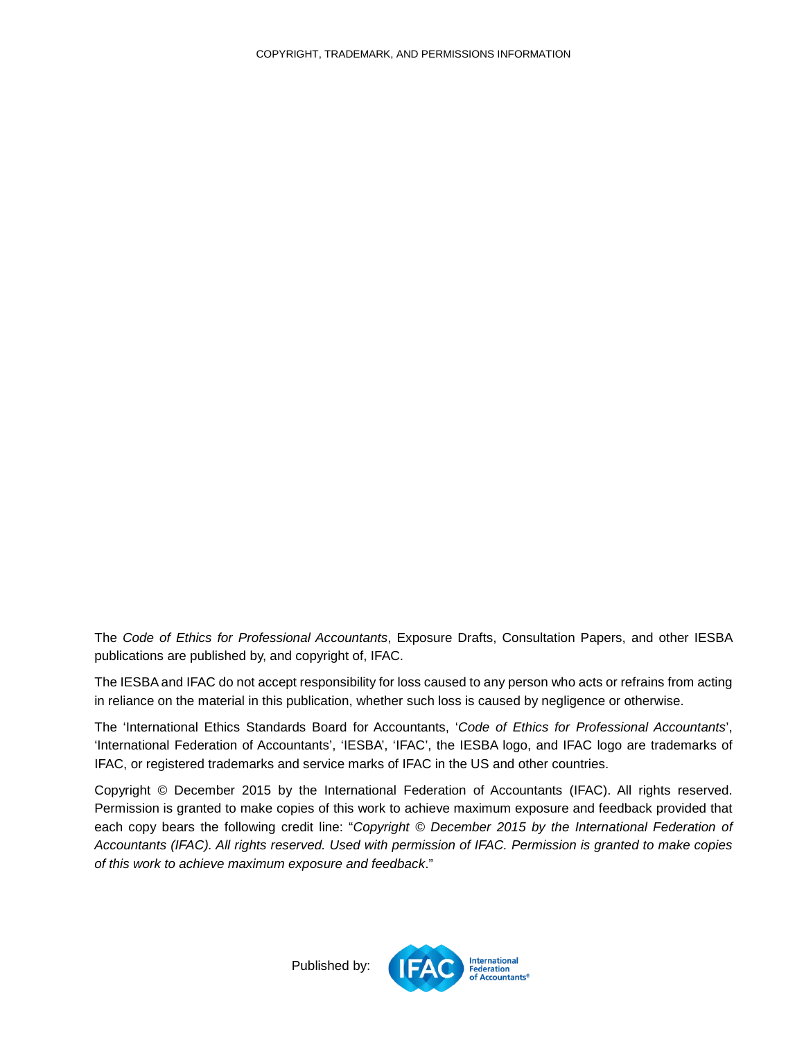COPYRIGHT, TRADEMARK, AND PERMISSIONS INFORMATION

The *Code of Ethics for Professional Accountants*, Exposure Drafts, Consultation Papers, and other IESBA publications are published by, and copyright of, IFAC.

The IESBA and IFAC do not accept responsibility for loss caused to any person who acts or refrains from acting in reliance on the material in this publication, whether such loss is caused by negligence or otherwise.

The 'International Ethics Standards Board for Accountants, '*Code of Ethics for Professional Accountants*', 'International Federation of Accountants', 'IESBA', 'IFAC', the IESBA logo, and IFAC logo are trademarks of IFAC, or registered trademarks and service marks of IFAC in the US and other countries.

Copyright © December 2015 by the International Federation of Accountants (IFAC). All rights reserved. Permission is granted to make copies of this work to achieve maximum exposure and feedback provided that each copy bears the following credit line: "*Copyright © December 2015 by the International Federation of Accountants (IFAC). All rights reserved. Used with permission of IFAC. Permission is granted to make copies of this work to achieve maximum exposure and feedback*."

Published by: IFAC International Federation of Accountants®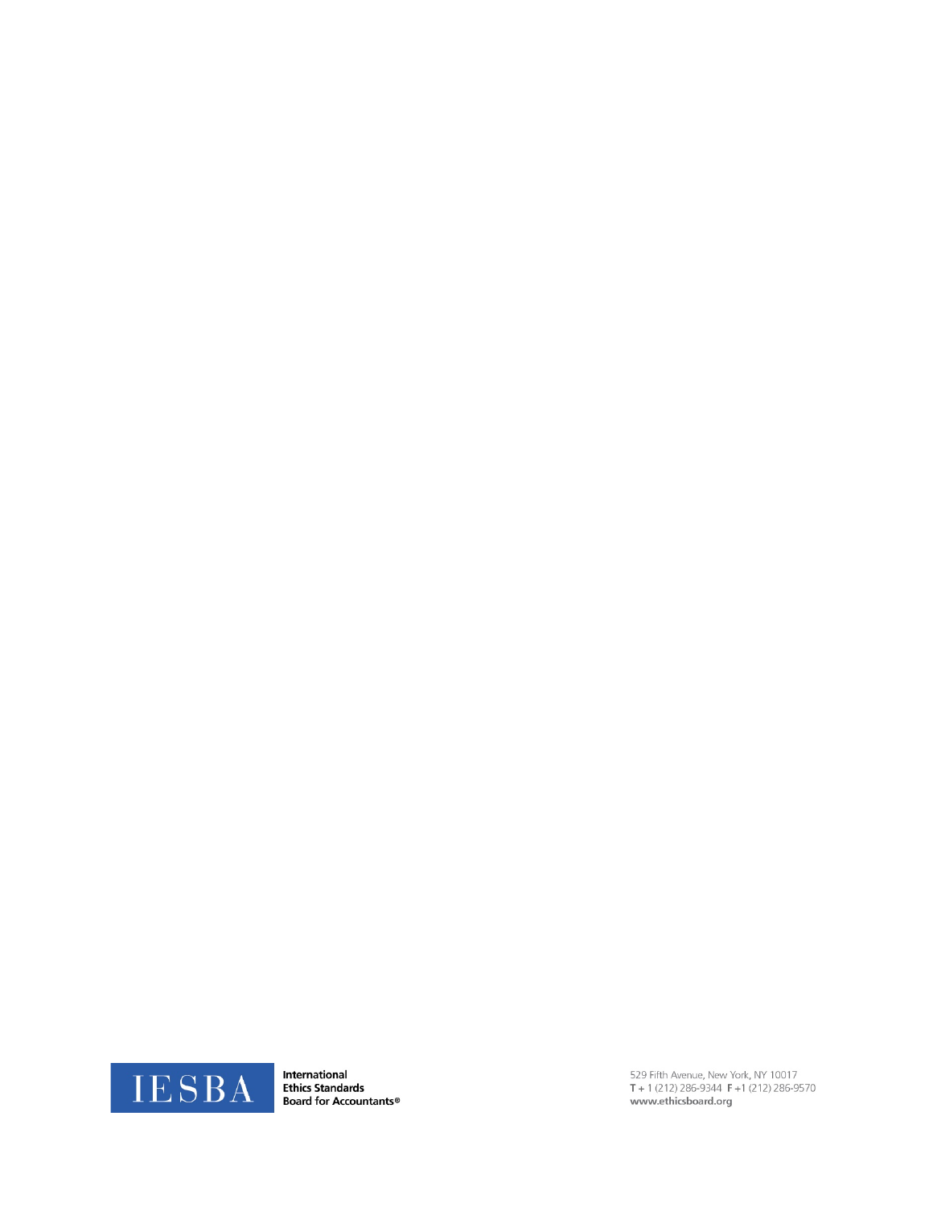IESBA

**International Ethics Standards Board for Accountants®**

529 Fifth Avenue, New York, NY 10017
**T** + 1 (212) 286-9344 **F** +1 (212) 286-9570
**www.ethicsboard.org**